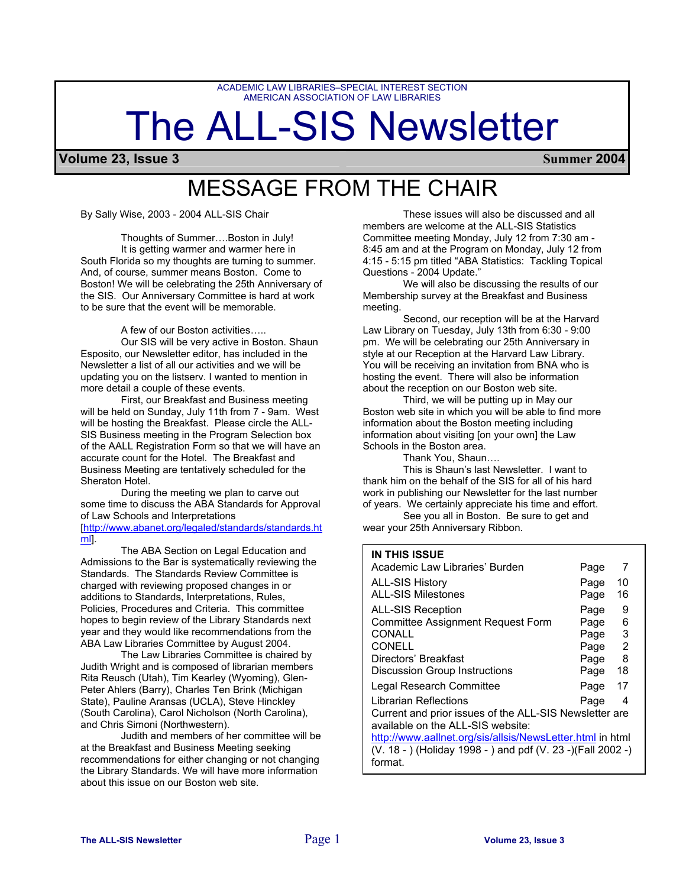ACADEMIC LAW LIBRARIES–SPECIAL INTEREST SECTION
AMERICAN ASSOCIATION OF LAW LIBRARIES

# The ALL-SIS Newsletter

**Volume 23, Issue 3** **Summer 2004**

## MESSAGE FROM THE CHAIR

By Sally Wise, 2003 - 2004 ALL-SIS Chair

Thoughts of Summer….Boston in July!

It is getting warmer and warmer here in South Florida so my thoughts are turning to summer. And, of course, summer means Boston. Come to Boston! We will be celebrating the 25th Anniversary of the SIS. Our Anniversary Committee is hard at work to be sure that the event will be memorable.

A few of our Boston activities…..

Our SIS will be very active in Boston. Shaun Esposito, our Newsletter editor, has included in the Newsletter a list of all our activities and we will be updating you on the listserv. I wanted to mention in more detail a couple of these events.

First, our Breakfast and Business meeting will be held on Sunday, July 11th from 7 - 9am. West will be hosting the Breakfast. Please circle the ALL-SIS Business meeting in the Program Selection box of the AALL Registration Form so that we will have an accurate count for the Hotel. The Breakfast and Business Meeting are tentatively scheduled for the Sheraton Hotel.

During the meeting we plan to carve out some time to discuss the ABA Standards for Approval of Law Schools and Interpretations [http://www.abanet.org/legaled/standards/standards.html].

The ABA Section on Legal Education and Admissions to the Bar is systematically reviewing the Standards. The Standards Review Committee is charged with reviewing proposed changes in or additions to Standards, Interpretations, Rules, Policies, Procedures and Criteria. This committee hopes to begin review of the Library Standards next year and they would like recommendations from the ABA Law Libraries Committee by August 2004.

The Law Libraries Committee is chaired by Judith Wright and is composed of librarian members Rita Reusch (Utah), Tim Kearley (Wyoming), Glen-Peter Ahlers (Barry), Charles Ten Brink (Michigan State), Pauline Aransas (UCLA), Steve Hinckley (South Carolina), Carol Nicholson (North Carolina), and Chris Simoni (Northwestern).

Judith and members of her committee will be at the Breakfast and Business Meeting seeking recommendations for either changing or not changing the Library Standards. We will have more information about this issue on our Boston web site.

These issues will also be discussed and all members are welcome at the ALL-SIS Statistics Committee meeting Monday, July 12 from 7:30 am - 8:45 am and at the Program on Monday, July 12 from 4:15 - 5:15 pm titled "ABA Statistics: Tackling Topical Questions - 2004 Update."

We will also be discussing the results of our Membership survey at the Breakfast and Business meeting.

Second, our reception will be at the Harvard Law Library on Tuesday, July 13th from 6:30 - 9:00 pm. We will be celebrating our 25th Anniversary in style at our Reception at the Harvard Law Library. You will be receiving an invitation from BNA who is hosting the event. There will also be information about the reception on our Boston web site.

Third, we will be putting up in May our Boston web site in which you will be able to find more information about the Boston meeting including information about visiting [on your own] the Law Schools in the Boston area.

Thank You, Shaun….

This is Shaun's last Newsletter. I want to thank him on the behalf of the SIS for all of his hard work in publishing our Newsletter for the last number of years. We certainly appreciate his time and effort.

See you all in Boston. Be sure to get and wear your 25th Anniversary Ribbon.

**IN THIS ISSUE**

| | |
|---|---|
| Academic Law Libraries' Burden | Page 7 |
| ALL-SIS History | Page 10 |
| ALL-SIS Milestones | Page 16 |
| ALL-SIS Reception | Page 9 |
| Committee Assignment Request Form | Page 6 |
| CONALL | Page 3 |
| CONELL | Page 2 |
| Directors' Breakfast | Page 8 |
| Discussion Group Instructions | Page 18 |
| Legal Research Committee | Page 17 |
| Librarian Reflections | Page 4 |

Current and prior issues of the ALL-SIS Newsletter are available on the ALL-SIS website: http://www.aallnet.org/sis/allsis/NewsLetter.html in html (V. 18 - ) (Holiday 1998 - ) and pdf (V. 23 -)(Fall 2002 -) format.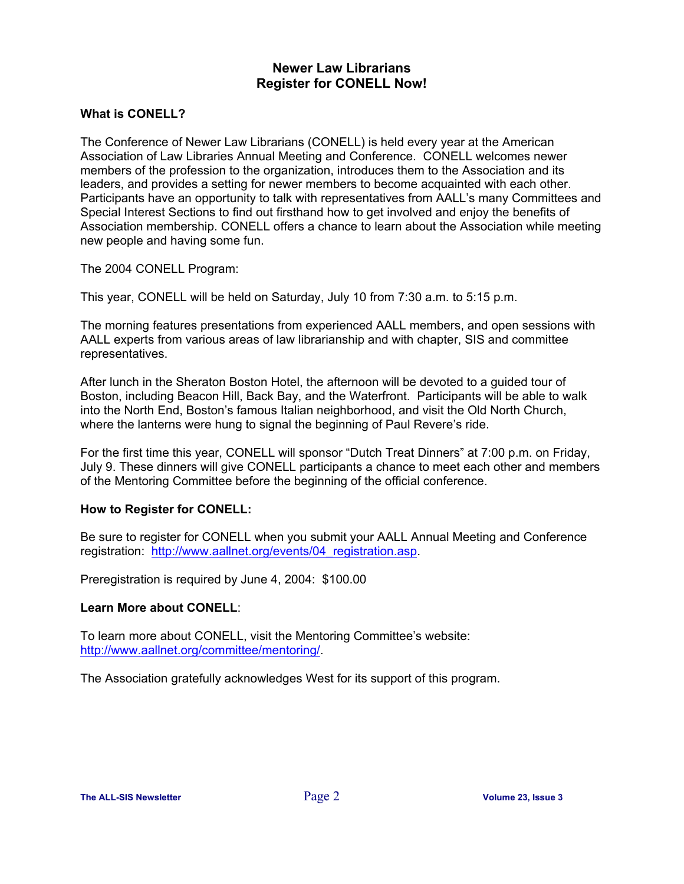## Newer Law Librarians
## Register for CONELL Now!

**What is CONELL?**

The Conference of Newer Law Librarians (CONELL) is held every year at the American Association of Law Libraries Annual Meeting and Conference. CONELL welcomes newer members of the profession to the organization, introduces them to the Association and its leaders, and provides a setting for newer members to become acquainted with each other. Participants have an opportunity to talk with representatives from AALL's many Committees and Special Interest Sections to find out firsthand how to get involved and enjoy the benefits of Association membership. CONELL offers a chance to learn about the Association while meeting new people and having some fun.

The 2004 CONELL Program:

This year, CONELL will be held on Saturday, July 10 from 7:30 a.m. to 5:15 p.m.

The morning features presentations from experienced AALL members, and open sessions with AALL experts from various areas of law librarianship and with chapter, SIS and committee representatives.

After lunch in the Sheraton Boston Hotel, the afternoon will be devoted to a guided tour of Boston, including Beacon Hill, Back Bay, and the Waterfront. Participants will be able to walk into the North End, Boston's famous Italian neighborhood, and visit the Old North Church, where the lanterns were hung to signal the beginning of Paul Revere's ride.

For the first time this year, CONELL will sponsor "Dutch Treat Dinners" at 7:00 p.m. on Friday, July 9. These dinners will give CONELL participants a chance to meet each other and members of the Mentoring Committee before the beginning of the official conference.

**How to Register for CONELL:**

Be sure to register for CONELL when you submit your AALL Annual Meeting and Conference registration: http://www.aallnet.org/events/04_registration.asp.

Preregistration is required by June 4, 2004: $100.00

**Learn More about CONELL**:

To learn more about CONELL, visit the Mentoring Committee's website: http://www.aallnet.org/committee/mentoring/.

The Association gratefully acknowledges West for its support of this program.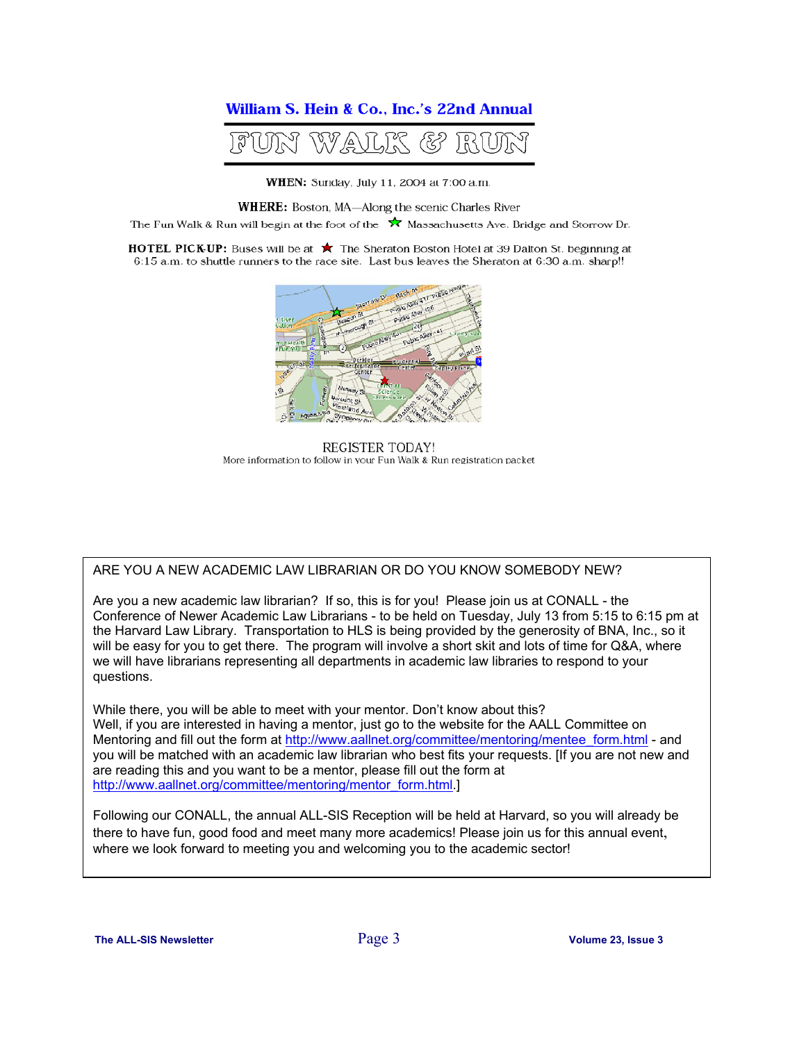## William S. Hein & Co., Inc.'s 22nd Annual

# FUN WALK & RUN

**WHEN:** Sunday, July 11, 2004 at 7:00 a.m.

**WHERE:** Boston, MA—Along the scenic Charles River

The Fun Walk & Run will begin at the foot of the ★ Massachusetts Ave. Bridge and Storrow Dr.

**HOTEL PICK-UP:** Buses will be at ★ The Sheraton Boston Hotel at 39 Dalton St. beginning at 6:15 a.m. to shuttle runners to the race site. Last bus leaves the Sheraton at 6:30 a.m. sharp!!

REGISTER TODAY!

More information to follow in your Fun Walk & Run registration packet

---

ARE YOU A NEW ACADEMIC LAW LIBRARIAN OR DO YOU KNOW SOMEBODY NEW?

Are you a new academic law librarian? If so, this is for you! Please join us at CONALL - the Conference of Newer Academic Law Librarians - to be held on Tuesday, July 13 from 5:15 to 6:15 pm at the Harvard Law Library. Transportation to HLS is being provided by the generosity of BNA, Inc., so it will be easy for you to get there. The program will involve a short skit and lots of time for Q&A, where we will have librarians representing all departments in academic law libraries to respond to your questions.

While there, you will be able to meet with your mentor. Don't know about this?
Well, if you are interested in having a mentor, just go to the website for the AALL Committee on Mentoring and fill out the form at http://www.aallnet.org/committee/mentoring/mentee_form.html - and you will be matched with an academic law librarian who best fits your requests. [If you are not new and are reading this and you want to be a mentor, please fill out the form at http://www.aallnet.org/committee/mentoring/mentor_form.html.]

Following our CONALL, the annual ALL-SIS Reception will be held at Harvard, so you will already be there to have fun, good food and meet many more academics! Please join us for this annual event, where we look forward to meeting you and welcoming you to the academic sector!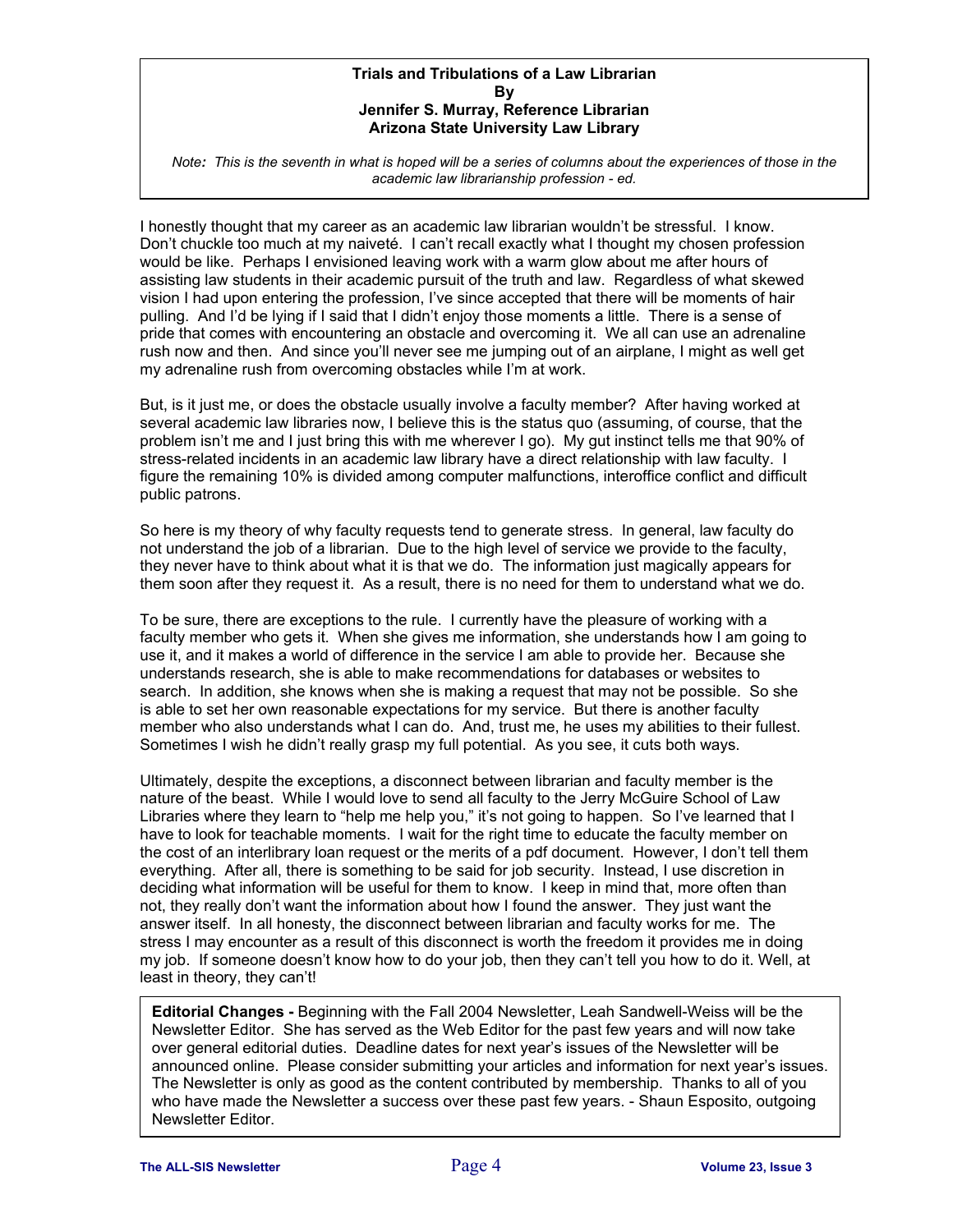## Trials and Tribulations of a Law Librarian

**By**

**Jennifer S. Murray, Reference Librarian**
**Arizona State University Law Library**

*Note: This is the seventh in what is hoped will be a series of columns about the experiences of those in the academic law librarianship profession - ed.*

I honestly thought that my career as an academic law librarian wouldn't be stressful. I know. Don't chuckle too much at my naiveté. I can't recall exactly what I thought my chosen profession would be like. Perhaps I envisioned leaving work with a warm glow about me after hours of assisting law students in their academic pursuit of the truth and law. Regardless of what skewed vision I had upon entering the profession, I've since accepted that there will be moments of hair pulling. And I'd be lying if I said that I didn't enjoy those moments a little. There is a sense of pride that comes with encountering an obstacle and overcoming it. We all can use an adrenaline rush now and then. And since you'll never see me jumping out of an airplane, I might as well get my adrenaline rush from overcoming obstacles while I'm at work.

But, is it just me, or does the obstacle usually involve a faculty member? After having worked at several academic law libraries now, I believe this is the status quo (assuming, of course, that the problem isn't me and I just bring this with me wherever I go). My gut instinct tells me that 90% of stress-related incidents in an academic law library have a direct relationship with law faculty. I figure the remaining 10% is divided among computer malfunctions, interoffice conflict and difficult public patrons.

So here is my theory of why faculty requests tend to generate stress. In general, law faculty do not understand the job of a librarian. Due to the high level of service we provide to the faculty, they never have to think about what it is that we do. The information just magically appears for them soon after they request it. As a result, there is no need for them to understand what we do.

To be sure, there are exceptions to the rule. I currently have the pleasure of working with a faculty member who gets it. When she gives me information, she understands how I am going to use it, and it makes a world of difference in the service I am able to provide her. Because she understands research, she is able to make recommendations for databases or websites to search. In addition, she knows when she is making a request that may not be possible. So she is able to set her own reasonable expectations for my service. But there is another faculty member who also understands what I can do. And, trust me, he uses my abilities to their fullest. Sometimes I wish he didn't really grasp my full potential. As you see, it cuts both ways.

Ultimately, despite the exceptions, a disconnect between librarian and faculty member is the nature of the beast. While I would love to send all faculty to the Jerry McGuire School of Law Libraries where they learn to "help me help you," it's not going to happen. So I've learned that I have to look for teachable moments. I wait for the right time to educate the faculty member on the cost of an interlibrary loan request or the merits of a pdf document. However, I don't tell them everything. After all, there is something to be said for job security. Instead, I use discretion in deciding what information will be useful for them to know. I keep in mind that, more often than not, they really don't want the information about how I found the answer. They just want the answer itself. In all honesty, the disconnect between librarian and faculty works for me. The stress I may encounter as a result of this disconnect is worth the freedom it provides me in doing my job. If someone doesn't know how to do your job, then they can't tell you how to do it. Well, at least in theory, they can't!

**Editorial Changes -** Beginning with the Fall 2004 Newsletter, Leah Sandwell-Weiss will be the Newsletter Editor. She has served as the Web Editor for the past few years and will now take over general editorial duties. Deadline dates for next year's issues of the Newsletter will be announced online. Please consider submitting your articles and information for next year's issues. The Newsletter is only as good as the content contributed by membership. Thanks to all of you who have made the Newsletter a success over these past few years. - Shaun Esposito, outgoing Newsletter Editor.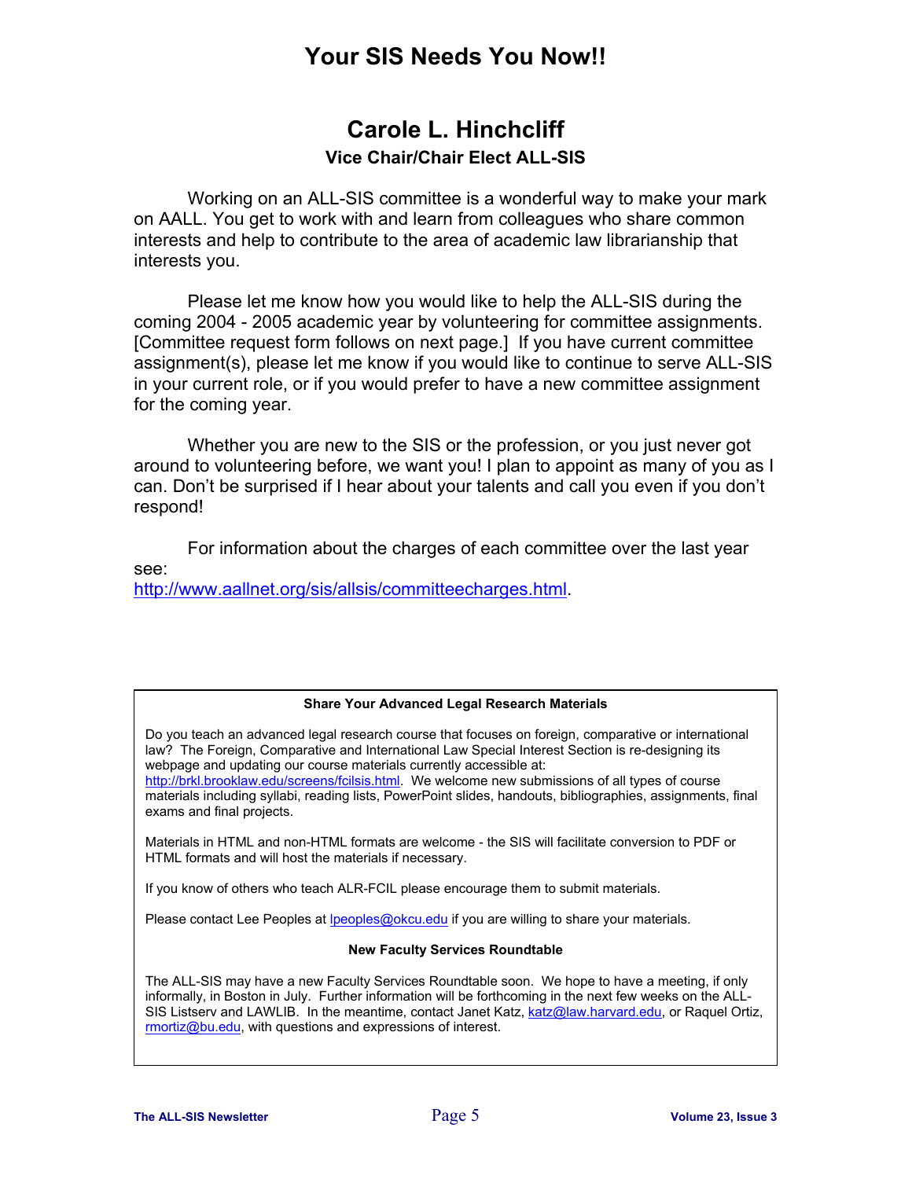# Your SIS Needs You Now!!

## Carole L. Hinchcliff

### Vice Chair/Chair Elect ALL-SIS

Working on an ALL-SIS committee is a wonderful way to make your mark on AALL. You get to work with and learn from colleagues who share common interests and help to contribute to the area of academic law librarianship that interests you.

Please let me know how you would like to help the ALL-SIS during the coming 2004 - 2005 academic year by volunteering for committee assignments. [Committee request form follows on next page.] If you have current committee assignment(s), please let me know if you would like to continue to serve ALL-SIS in your current role, or if you would prefer to have a new committee assignment for the coming year.

Whether you are new to the SIS or the profession, or you just never got around to volunteering before, we want you! I plan to appoint as many of you as I can. Don't be surprised if I hear about your talents and call you even if you don't respond!

For information about the charges of each committee over the last year see:
http://www.aallnet.org/sis/allsis/committeecharges.html.

---

**Share Your Advanced Legal Research Materials**

Do you teach an advanced legal research course that focuses on foreign, comparative or international law? The Foreign, Comparative and International Law Special Interest Section is re-designing its webpage and updating our course materials currently accessible at: http://brkl.brooklaw.edu/screens/fcilsis.html. We welcome new submissions of all types of course materials including syllabi, reading lists, PowerPoint slides, handouts, bibliographies, assignments, final exams and final projects.

Materials in HTML and non-HTML formats are welcome - the SIS will facilitate conversion to PDF or HTML formats and will host the materials if necessary.

If you know of others who teach ALR-FCIL please encourage them to submit materials.

Please contact Lee Peoples at lpeoples@okcu.edu if you are willing to share your materials.

**New Faculty Services Roundtable**

The ALL-SIS may have a new Faculty Services Roundtable soon. We hope to have a meeting, if only informally, in Boston in July. Further information will be forthcoming in the next few weeks on the ALL-SIS Listserv and LAWLIB. In the meantime, contact Janet Katz, katz@law.harvard.edu, or Raquel Ortiz, rmortiz@bu.edu, with questions and expressions of interest.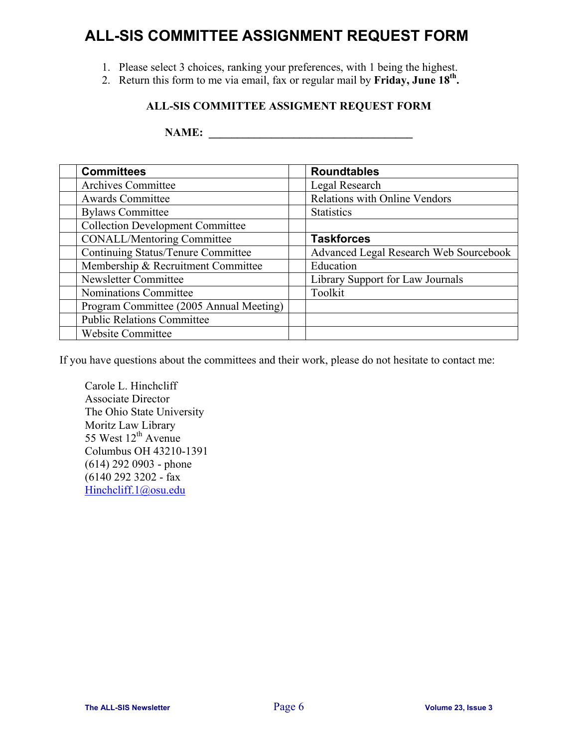# ALL-SIS COMMITTEE ASSIGNMENT REQUEST FORM

1. Please select 3 choices, ranking your preferences, with 1 being the highest.
2. Return this form to me via email, fax or regular mail by **Friday, June 18th.**

**ALL-SIS COMMITTEE ASSIGMENT REQUEST FORM**

**NAME: ___________________________________**

| | **Committees** | | **Roundtables** |
|---|---|---|---|
| | Archives Committee | | Legal Research |
| | Awards Committee | | Relations with Online Vendors |
| | Bylaws Committee | | Statistics |
| | Collection Development Committee | | |
| | CONALL/Mentoring Committee | | **Taskforces** |
| | Continuing Status/Tenure Committee | | Advanced Legal Research Web Sourcebook |
| | Membership & Recruitment Committee | | Education |
| | Newsletter Committee | | Library Support for Law Journals |
| | Nominations Committee | | Toolkit |
| | Program Committee (2005 Annual Meeting) | | |
| | Public Relations Committee | | |
| | Website Committee | | |

If you have questions about the committees and their work, please do not hesitate to contact me:

Carole L. Hinchcliff
Associate Director
The Ohio State University
Moritz Law Library
55 West 12th Avenue
Columbus OH 43210-1391
(614) 292 0903 - phone
(6140 292 3202 - fax
Hinchcliff.1@osu.edu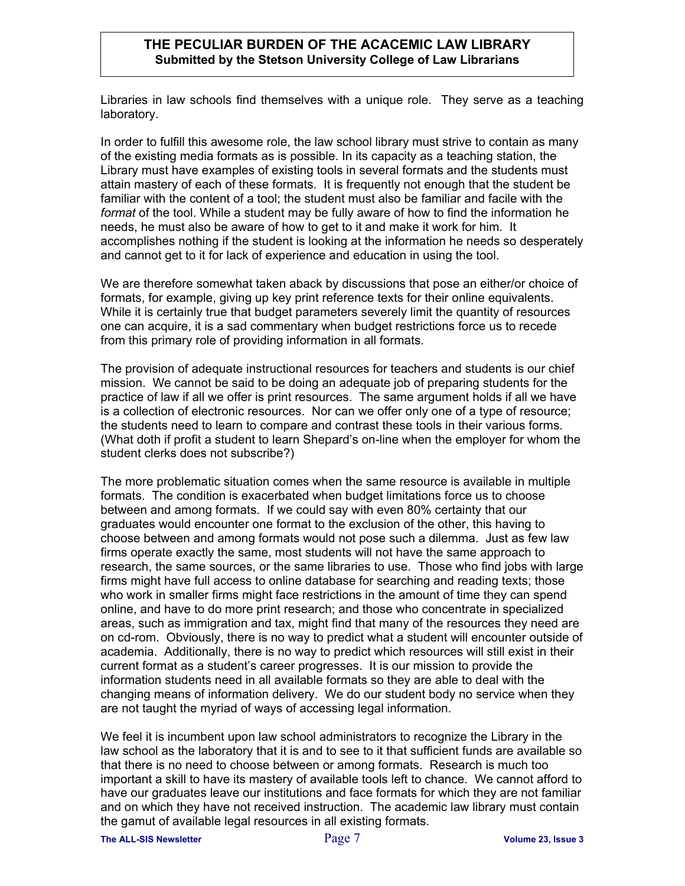# THE PECULIAR BURDEN OF THE ACACEMIC LAW LIBRARY

**Submitted by the Stetson University College of Law Librarians**

Libraries in law schools find themselves with a unique role. They serve as a teaching laboratory.

In order to fulfill this awesome role, the law school library must strive to contain as many of the existing media formats as is possible. In its capacity as a teaching station, the Library must have examples of existing tools in several formats and the students must attain mastery of each of these formats. It is frequently not enough that the student be familiar with the content of a tool; the student must also be familiar and facile with the *format* of the tool. While a student may be fully aware of how to find the information he needs, he must also be aware of how to get to it and make it work for him. It accomplishes nothing if the student is looking at the information he needs so desperately and cannot get to it for lack of experience and education in using the tool.

We are therefore somewhat taken aback by discussions that pose an either/or choice of formats, for example, giving up key print reference texts for their online equivalents. While it is certainly true that budget parameters severely limit the quantity of resources one can acquire, it is a sad commentary when budget restrictions force us to recede from this primary role of providing information in all formats.

The provision of adequate instructional resources for teachers and students is our chief mission. We cannot be said to be doing an adequate job of preparing students for the practice of law if all we offer is print resources. The same argument holds if all we have is a collection of electronic resources. Nor can we offer only one of a type of resource; the students need to learn to compare and contrast these tools in their various forms. (What doth if profit a student to learn Shepard's on-line when the employer for whom the student clerks does not subscribe?)

The more problematic situation comes when the same resource is available in multiple formats. The condition is exacerbated when budget limitations force us to choose between and among formats. If we could say with even 80% certainty that our graduates would encounter one format to the exclusion of the other, this having to choose between and among formats would not pose such a dilemma. Just as few law firms operate exactly the same, most students will not have the same approach to research, the same sources, or the same libraries to use. Those who find jobs with large firms might have full access to online database for searching and reading texts; those who work in smaller firms might face restrictions in the amount of time they can spend online, and have to do more print research; and those who concentrate in specialized areas, such as immigration and tax, might find that many of the resources they need are on cd-rom. Obviously, there is no way to predict what a student will encounter outside of academia. Additionally, there is no way to predict which resources will still exist in their current format as a student's career progresses. It is our mission to provide the information students need in all available formats so they are able to deal with the changing means of information delivery. We do our student body no service when they are not taught the myriad of ways of accessing legal information.

We feel it is incumbent upon law school administrators to recognize the Library in the law school as the laboratory that it is and to see to it that sufficient funds are available so that there is no need to choose between or among formats. Research is much too important a skill to have its mastery of available tools left to chance. We cannot afford to have our graduates leave our institutions and face formats for which they are not familiar and on which they have not received instruction. The academic law library must contain the gamut of available legal resources in all existing formats.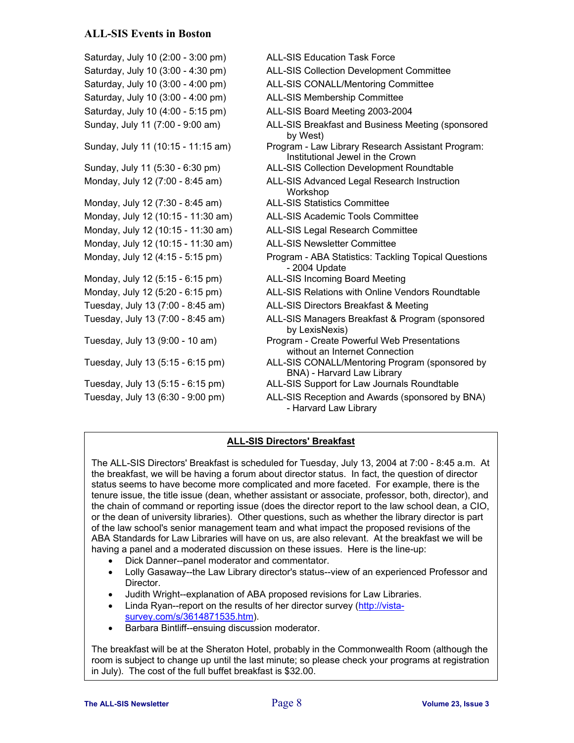## ALL-SIS Events in Boston

| | |
|---|---|
| Saturday, July 10 (2:00 - 3:00 pm) | ALL-SIS Education Task Force |
| Saturday, July 10 (3:00 - 4:30 pm) | ALL-SIS Collection Development Committee |
| Saturday, July 10 (3:00 - 4:00 pm) | ALL-SIS CONALL/Mentoring Committee |
| Saturday, July 10 (3:00 - 4:00 pm) | ALL-SIS Membership Committee |
| Saturday, July 10 (4:00 - 5:15 pm) | ALL-SIS Board Meeting 2003-2004 |
| Sunday, July 11 (7:00 - 9:00 am) | ALL-SIS Breakfast and Business Meeting (sponsored by West) |
| Sunday, July 11 (10:15 - 11:15 am) | Program - Law Library Research Assistant Program: Institutional Jewel in the Crown |
| Sunday, July 11 (5:30 - 6:30 pm) | ALL-SIS Collection Development Roundtable |
| Monday, July 12 (7:00 - 8:45 am) | ALL-SIS Advanced Legal Research Instruction Workshop |
| Monday, July 12 (7:30 - 8:45 am) | ALL-SIS Statistics Committee |
| Monday, July 12 (10:15 - 11:30 am) | ALL-SIS Academic Tools Committee |
| Monday, July 12 (10:15 - 11:30 am) | ALL-SIS Legal Research Committee |
| Monday, July 12 (10:15 - 11:30 am) | ALL-SIS Newsletter Committee |
| Monday, July 12 (4:15 - 5:15 pm) | Program - ABA Statistics: Tackling Topical Questions - 2004 Update |
| Monday, July 12 (5:15 - 6:15 pm) | ALL-SIS Incoming Board Meeting |
| Monday, July 12 (5:20 - 6:15 pm) | ALL-SIS Relations with Online Vendors Roundtable |
| Tuesday, July 13 (7:00 - 8:45 am) | ALL-SIS Directors Breakfast & Meeting |
| Tuesday, July 13 (7:00 - 8:45 am) | ALL-SIS Managers Breakfast & Program (sponsored by LexisNexis) |
| Tuesday, July 13 (9:00 - 10 am) | Program - Create Powerful Web Presentations without an Internet Connection |
| Tuesday, July 13 (5:15 - 6:15 pm) | ALL-SIS CONALL/Mentoring Program (sponsored by BNA) - Harvard Law Library |
| Tuesday, July 13 (5:15 - 6:15 pm) | ALL-SIS Support for Law Journals Roundtable |
| Tuesday, July 13 (6:30 - 9:00 pm) | ALL-SIS Reception and Awards (sponsored by BNA) - Harvard Law Library |

### ALL-SIS Directors' Breakfast

The ALL-SIS Directors' Breakfast is scheduled for Tuesday, July 13, 2004 at 7:00 - 8:45 a.m. At the breakfast, we will be having a forum about director status. In fact, the question of director status seems to have become more complicated and more faceted. For example, there is the tenure issue, the title issue (dean, whether assistant or associate, professor, both, director), and the chain of command or reporting issue (does the director report to the law school dean, a CIO, or the dean of university libraries). Other questions, such as whether the library director is part of the law school's senior management team and what impact the proposed revisions of the ABA Standards for Law Libraries will have on us, are also relevant. At the breakfast we will be having a panel and a moderated discussion on these issues. Here is the line-up:

- Dick Danner--panel moderator and commentator.
- Lolly Gasaway--the Law Library director's status--view of an experienced Professor and Director.
- Judith Wright--explanation of ABA proposed revisions for Law Libraries.
- Linda Ryan--report on the results of her director survey (http://vista-survey.com/s/3614871535.htm).
- Barbara Bintliff--ensuing discussion moderator.

The breakfast will be at the Sheraton Hotel, probably in the Commonwealth Room (although the room is subject to change up until the last minute; so please check your programs at registration in July). The cost of the full buffet breakfast is $32.00.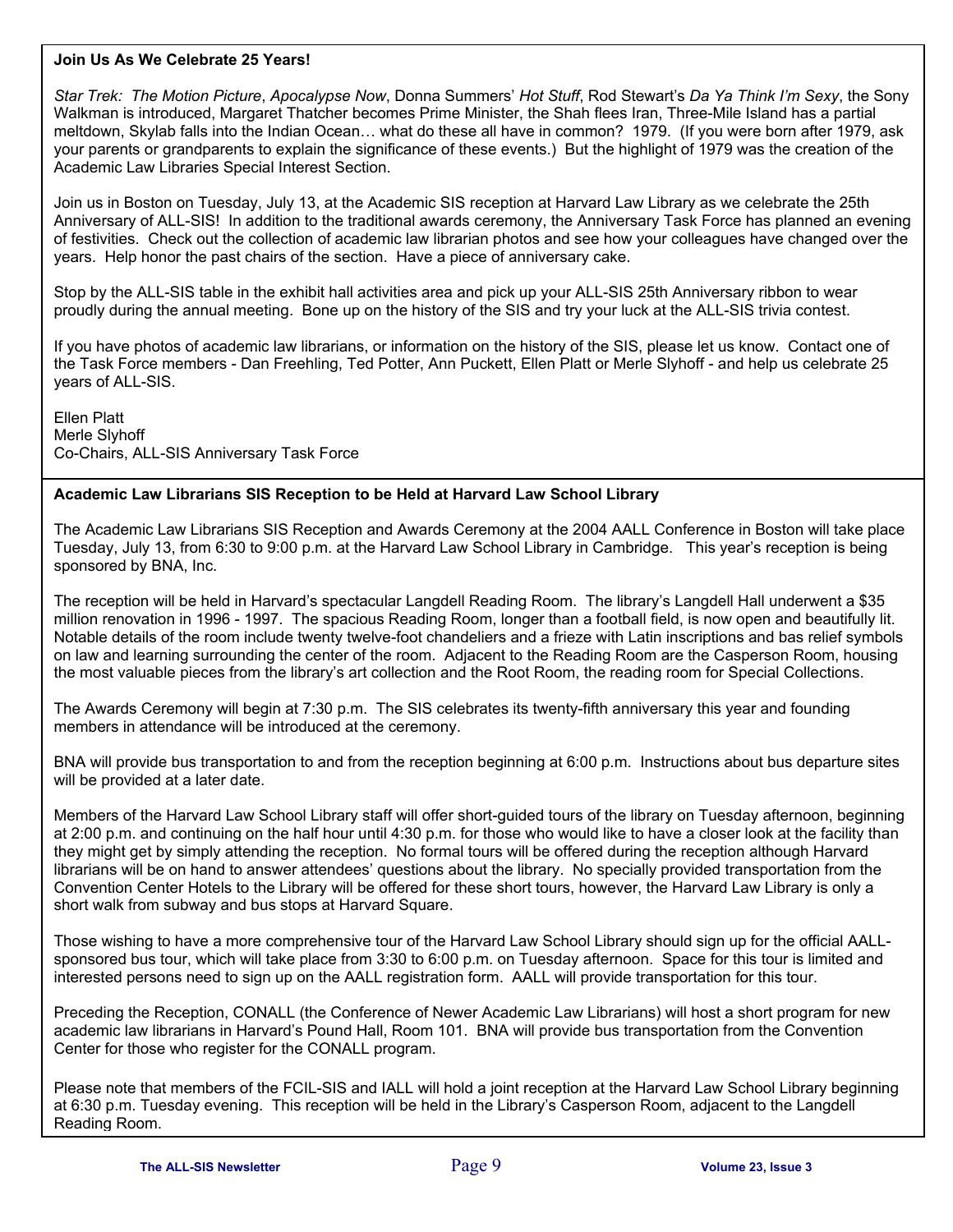**Join Us As We Celebrate 25 Years!**

*Star Trek: The Motion Picture*, *Apocalypse Now*, Donna Summers' *Hot Stuff*, Rod Stewart's *Da Ya Think I'm Sexy*, the Sony Walkman is introduced, Margaret Thatcher becomes Prime Minister, the Shah flees Iran, Three-Mile Island has a partial meltdown, Skylab falls into the Indian Ocean… what do these all have in common? 1979. (If you were born after 1979, ask your parents or grandparents to explain the significance of these events.) But the highlight of 1979 was the creation of the Academic Law Libraries Special Interest Section.

Join us in Boston on Tuesday, July 13, at the Academic SIS reception at Harvard Law Library as we celebrate the 25th Anniversary of ALL-SIS! In addition to the traditional awards ceremony, the Anniversary Task Force has planned an evening of festivities. Check out the collection of academic law librarian photos and see how your colleagues have changed over the years. Help honor the past chairs of the section. Have a piece of anniversary cake.

Stop by the ALL-SIS table in the exhibit hall activities area and pick up your ALL-SIS 25th Anniversary ribbon to wear proudly during the annual meeting. Bone up on the history of the SIS and try your luck at the ALL-SIS trivia contest.

If you have photos of academic law librarians, or information on the history of the SIS, please let us know. Contact one of the Task Force members - Dan Freehling, Ted Potter, Ann Puckett, Ellen Platt or Merle Slyhoff - and help us celebrate 25 years of ALL-SIS.

Ellen Platt  
Merle Slyhoff  
Co-Chairs, ALL-SIS Anniversary Task Force

**Academic Law Librarians SIS Reception to be Held at Harvard Law School Library**

The Academic Law Librarians SIS Reception and Awards Ceremony at the 2004 AALL Conference in Boston will take place Tuesday, July 13, from 6:30 to 9:00 p.m. at the Harvard Law School Library in Cambridge. This year's reception is being sponsored by BNA, Inc.

The reception will be held in Harvard's spectacular Langdell Reading Room. The library's Langdell Hall underwent a $35 million renovation in 1996 - 1997. The spacious Reading Room, longer than a football field, is now open and beautifully lit. Notable details of the room include twenty twelve-foot chandeliers and a frieze with Latin inscriptions and bas relief symbols on law and learning surrounding the center of the room. Adjacent to the Reading Room are the Casperson Room, housing the most valuable pieces from the library's art collection and the Root Room, the reading room for Special Collections.

The Awards Ceremony will begin at 7:30 p.m. The SIS celebrates its twenty-fifth anniversary this year and founding members in attendance will be introduced at the ceremony.

BNA will provide bus transportation to and from the reception beginning at 6:00 p.m. Instructions about bus departure sites will be provided at a later date.

Members of the Harvard Law School Library staff will offer short-guided tours of the library on Tuesday afternoon, beginning at 2:00 p.m. and continuing on the half hour until 4:30 p.m. for those who would like to have a closer look at the facility than they might get by simply attending the reception. No formal tours will be offered during the reception although Harvard librarians will be on hand to answer attendees' questions about the library. No specially provided transportation from the Convention Center Hotels to the Library will be offered for these short tours, however, the Harvard Law Library is only a short walk from subway and bus stops at Harvard Square.

Those wishing to have a more comprehensive tour of the Harvard Law School Library should sign up for the official AALL-sponsored bus tour, which will take place from 3:30 to 6:00 p.m. on Tuesday afternoon. Space for this tour is limited and interested persons need to sign up on the AALL registration form. AALL will provide transportation for this tour.

Preceding the Reception, CONALL (the Conference of Newer Academic Law Librarians) will host a short program for new academic law librarians in Harvard's Pound Hall, Room 101. BNA will provide bus transportation from the Convention Center for those who register for the CONALL program.

Please note that members of the FCIL-SIS and IALL will hold a joint reception at the Harvard Law School Library beginning at 6:30 p.m. Tuesday evening. This reception will be held in the Library's Casperson Room, adjacent to the Langdell Reading Room.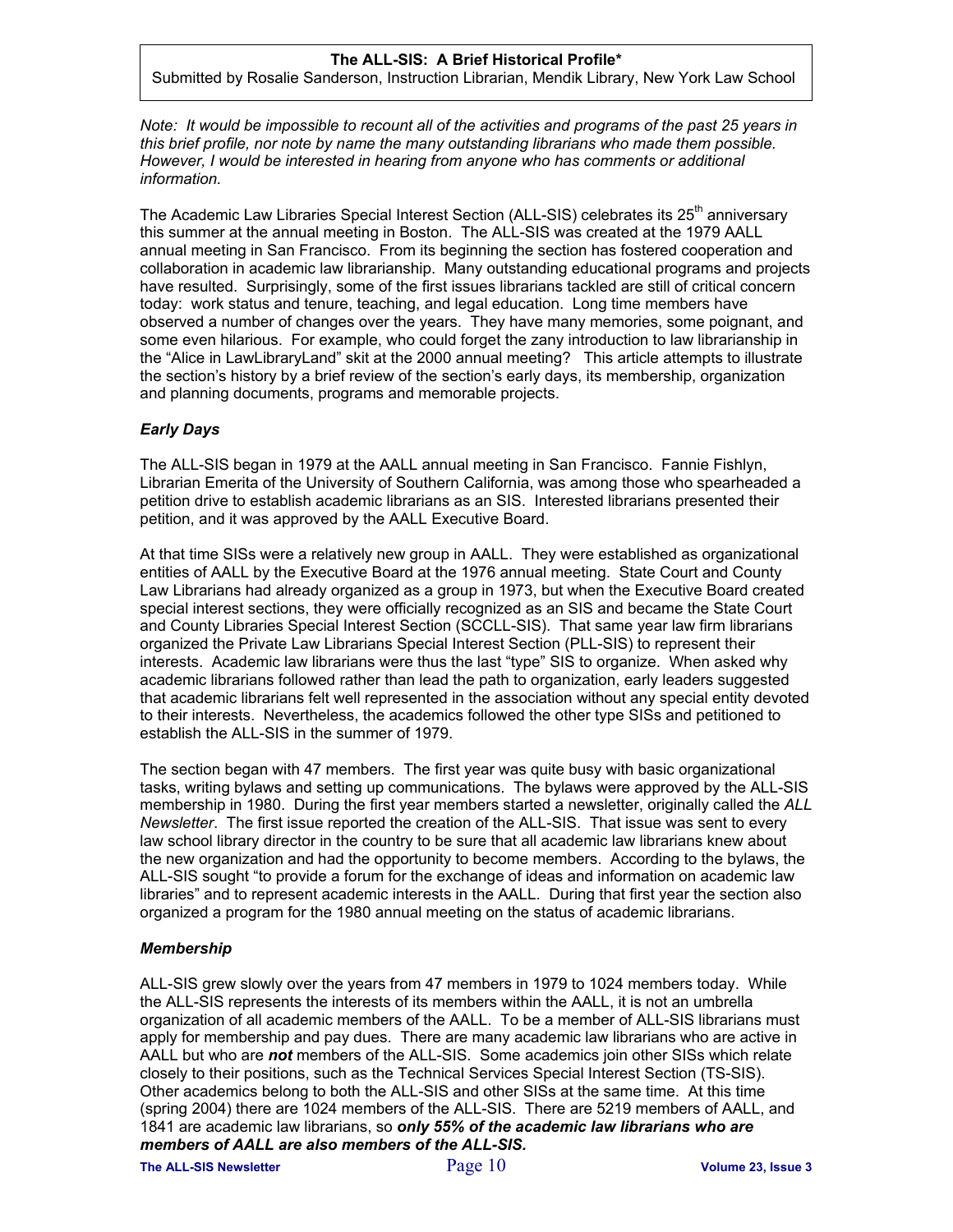**The ALL-SIS: A Brief Historical Profile***

Submitted by Rosalie Sanderson, Instruction Librarian, Mendik Library, New York Law School

*Note: It would be impossible to recount all of the activities and programs of the past 25 years in this brief profile, nor note by name the many outstanding librarians who made them possible. However, I would be interested in hearing from anyone who has comments or additional information.*

The Academic Law Libraries Special Interest Section (ALL-SIS) celebrates its 25th anniversary this summer at the annual meeting in Boston. The ALL-SIS was created at the 1979 AALL annual meeting in San Francisco. From its beginning the section has fostered cooperation and collaboration in academic law librarianship. Many outstanding educational programs and projects have resulted. Surprisingly, some of the first issues librarians tackled are still of critical concern today: work status and tenure, teaching, and legal education. Long time members have observed a number of changes over the years. They have many memories, some poignant, and some even hilarious. For example, who could forget the zany introduction to law librarianship in the "Alice in LawLibraryLand" skit at the 2000 annual meeting? This article attempts to illustrate the section's history by a brief review of the section's early days, its membership, organization and planning documents, programs and memorable projects.

### *Early Days*

The ALL-SIS began in 1979 at the AALL annual meeting in San Francisco. Fannie Fishlyn, Librarian Emerita of the University of Southern California, was among those who spearheaded a petition drive to establish academic librarians as an SIS. Interested librarians presented their petition, and it was approved by the AALL Executive Board.

At that time SISs were a relatively new group in AALL. They were established as organizational entities of AALL by the Executive Board at the 1976 annual meeting. State Court and County Law Librarians had already organized as a group in 1973, but when the Executive Board created special interest sections, they were officially recognized as an SIS and became the State Court and County Libraries Special Interest Section (SCCLL-SIS). That same year law firm librarians organized the Private Law Librarians Special Interest Section (PLL-SIS) to represent their interests. Academic law librarians were thus the last "type" SIS to organize. When asked why academic librarians followed rather than lead the path to organization, early leaders suggested that academic librarians felt well represented in the association without any special entity devoted to their interests. Nevertheless, the academics followed the other type SISs and petitioned to establish the ALL-SIS in the summer of 1979.

The section began with 47 members. The first year was quite busy with basic organizational tasks, writing bylaws and setting up communications. The bylaws were approved by the ALL-SIS membership in 1980. During the first year members started a newsletter, originally called the *ALL Newsletter*. The first issue reported the creation of the ALL-SIS. That issue was sent to every law school library director in the country to be sure that all academic law librarians knew about the new organization and had the opportunity to become members. According to the bylaws, the ALL-SIS sought "to provide a forum for the exchange of ideas and information on academic law libraries" and to represent academic interests in the AALL. During that first year the section also organized a program for the 1980 annual meeting on the status of academic librarians.

### *Membership*

ALL-SIS grew slowly over the years from 47 members in 1979 to 1024 members today. While the ALL-SIS represents the interests of its members within the AALL, it is not an umbrella organization of all academic members of the AALL. To be a member of ALL-SIS librarians must apply for membership and pay dues. There are many academic law librarians who are active in AALL but who are ***not*** members of the ALL-SIS. Some academics join other SISs which relate closely to their positions, such as the Technical Services Special Interest Section (TS-SIS). Other academics belong to both the ALL-SIS and other SISs at the same time. At this time (spring 2004) there are 1024 members of the ALL-SIS. There are 5219 members of AALL, and 1841 are academic law librarians, so ***only 55% of the academic law librarians who are members of AALL are also members of the ALL-SIS.***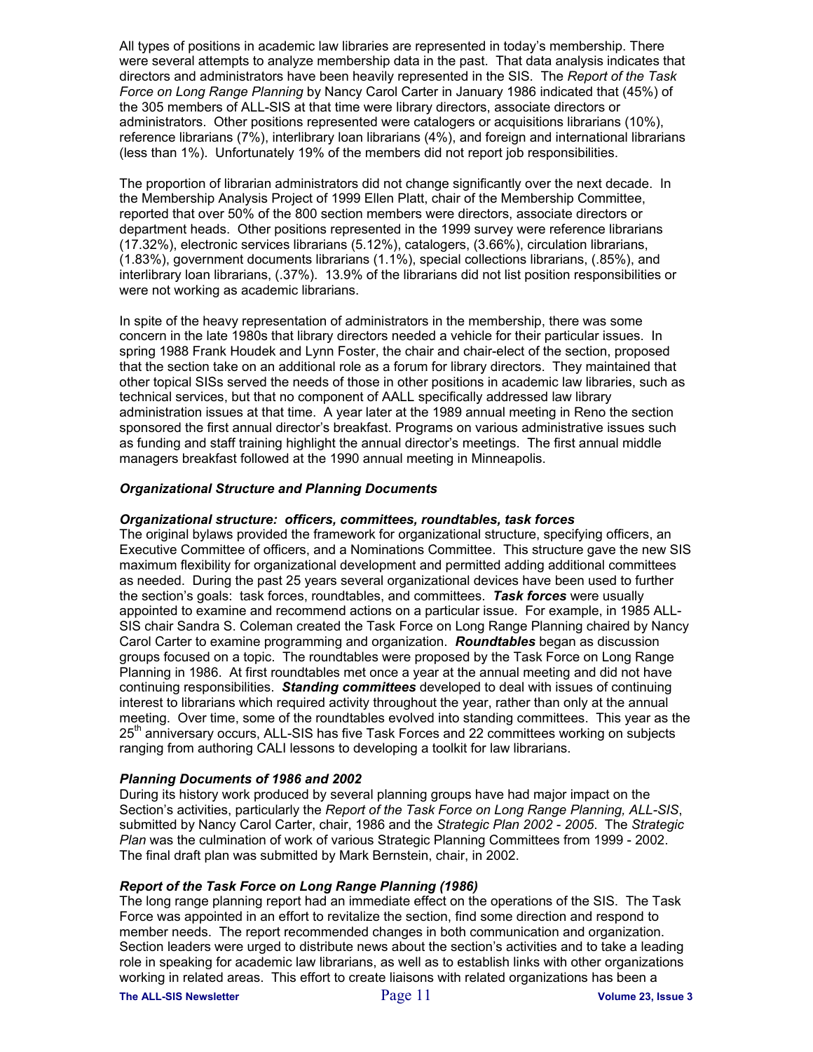All types of positions in academic law libraries are represented in today's membership. There were several attempts to analyze membership data in the past. That data analysis indicates that directors and administrators have been heavily represented in the SIS. The *Report of the Task Force on Long Range Planning* by Nancy Carol Carter in January 1986 indicated that (45%) of the 305 members of ALL-SIS at that time were library directors, associate directors or administrators. Other positions represented were catalogers or acquisitions librarians (10%), reference librarians (7%), interlibrary loan librarians (4%), and foreign and international librarians (less than 1%). Unfortunately 19% of the members did not report job responsibilities.

The proportion of librarian administrators did not change significantly over the next decade. In the Membership Analysis Project of 1999 Ellen Platt, chair of the Membership Committee, reported that over 50% of the 800 section members were directors, associate directors or department heads. Other positions represented in the 1999 survey were reference librarians (17.32%), electronic services librarians (5.12%), catalogers, (3.66%), circulation librarians, (1.83%), government documents librarians (1.1%), special collections librarians, (.85%), and interlibrary loan librarians, (.37%). 13.9% of the librarians did not list position responsibilities or were not working as academic librarians.

In spite of the heavy representation of administrators in the membership, there was some concern in the late 1980s that library directors needed a vehicle for their particular issues. In spring 1988 Frank Houdek and Lynn Foster, the chair and chair-elect of the section, proposed that the section take on an additional role as a forum for library directors. They maintained that other topical SISs served the needs of those in other positions in academic law libraries, such as technical services, but that no component of AALL specifically addressed law library administration issues at that time. A year later at the 1989 annual meeting in Reno the section sponsored the first annual director's breakfast. Programs on various administrative issues such as funding and staff training highlight the annual director's meetings. The first annual middle managers breakfast followed at the 1990 annual meeting in Minneapolis.

### *Organizational Structure and Planning Documents*

#### *Organizational structure: officers, committees, roundtables, task forces*

The original bylaws provided the framework for organizational structure, specifying officers, an Executive Committee of officers, and a Nominations Committee. This structure gave the new SIS maximum flexibility for organizational development and permitted adding additional committees as needed. During the past 25 years several organizational devices have been used to further the section's goals: task forces, roundtables, and committees. ***Task forces*** were usually appointed to examine and recommend actions on a particular issue. For example, in 1985 ALL-SIS chair Sandra S. Coleman created the Task Force on Long Range Planning chaired by Nancy Carol Carter to examine programming and organization. ***Roundtables*** began as discussion groups focused on a topic. The roundtables were proposed by the Task Force on Long Range Planning in 1986. At first roundtables met once a year at the annual meeting and did not have continuing responsibilities. ***Standing committees*** developed to deal with issues of continuing interest to librarians which required activity throughout the year, rather than only at the annual meeting. Over time, some of the roundtables evolved into standing committees. This year as the 25th anniversary occurs, ALL-SIS has five Task Forces and 22 committees working on subjects ranging from authoring CALI lessons to developing a toolkit for law librarians.

#### *Planning Documents of 1986 and 2002*

During its history work produced by several planning groups have had major impact on the Section's activities, particularly the *Report of the Task Force on Long Range Planning, ALL-SIS*, submitted by Nancy Carol Carter, chair, 1986 and the *Strategic Plan 2002 - 2005*. The *Strategic Plan* was the culmination of work of various Strategic Planning Committees from 1999 - 2002. The final draft plan was submitted by Mark Bernstein, chair, in 2002.

#### *Report of the Task Force on Long Range Planning (1986)*

The long range planning report had an immediate effect on the operations of the SIS. The Task Force was appointed in an effort to revitalize the section, find some direction and respond to member needs. The report recommended changes in both communication and organization. Section leaders were urged to distribute news about the section's activities and to take a leading role in speaking for academic law librarians, as well as to establish links with other organizations working in related areas. This effort to create liaisons with related organizations has been a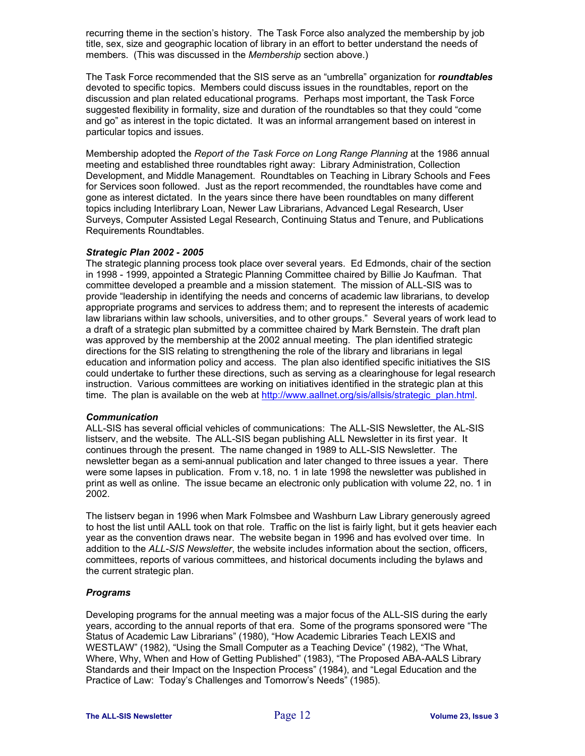recurring theme in the section's history. The Task Force also analyzed the membership by job title, sex, size and geographic location of library in an effort to better understand the needs of members. (This was discussed in the *Membership* section above.)

The Task Force recommended that the SIS serve as an "umbrella" organization for ***roundtables*** devoted to specific topics. Members could discuss issues in the roundtables, report on the discussion and plan related educational programs. Perhaps most important, the Task Force suggested flexibility in formality, size and duration of the roundtables so that they could "come and go" as interest in the topic dictated. It was an informal arrangement based on interest in particular topics and issues.

Membership adopted the *Report of the Task Force on Long Range Planning* at the 1986 annual meeting and established three roundtables right away: Library Administration, Collection Development, and Middle Management. Roundtables on Teaching in Library Schools and Fees for Services soon followed. Just as the report recommended, the roundtables have come and gone as interest dictated. In the years since there have been roundtables on many different topics including Interlibrary Loan, Newer Law Librarians, Advanced Legal Research, User Surveys, Computer Assisted Legal Research, Continuing Status and Tenure, and Publications Requirements Roundtables.

### *Strategic Plan 2002 - 2005*

The strategic planning process took place over several years. Ed Edmonds, chair of the section in 1998 - 1999, appointed a Strategic Planning Committee chaired by Billie Jo Kaufman. That committee developed a preamble and a mission statement. The mission of ALL-SIS was to provide "leadership in identifying the needs and concerns of academic law librarians, to develop appropriate programs and services to address them; and to represent the interests of academic law librarians within law schools, universities, and to other groups." Several years of work lead to a draft of a strategic plan submitted by a committee chaired by Mark Bernstein. The draft plan was approved by the membership at the 2002 annual meeting. The plan identified strategic directions for the SIS relating to strengthening the role of the library and librarians in legal education and information policy and access. The plan also identified specific initiatives the SIS could undertake to further these directions, such as serving as a clearinghouse for legal research instruction. Various committees are working on initiatives identified in the strategic plan at this time. The plan is available on the web at http://www.aallnet.org/sis/allsis/strategic_plan.html.

### *Communication*

ALL-SIS has several official vehicles of communications: The ALL-SIS Newsletter, the AL-SIS listserv, and the website. The ALL-SIS began publishing ALL Newsletter in its first year. It continues through the present. The name changed in 1989 to ALL-SIS Newsletter. The newsletter began as a semi-annual publication and later changed to three issues a year. There were some lapses in publication. From v.18, no. 1 in late 1998 the newsletter was published in print as well as online. The issue became an electronic only publication with volume 22, no. 1 in 2002.

The listserv began in 1996 when Mark Folmsbee and Washburn Law Library generously agreed to host the list until AALL took on that role. Traffic on the list is fairly light, but it gets heavier each year as the convention draws near. The website began in 1996 and has evolved over time. In addition to the *ALL-SIS Newsletter*, the website includes information about the section, officers, committees, reports of various committees, and historical documents including the bylaws and the current strategic plan.

### *Programs*

Developing programs for the annual meeting was a major focus of the ALL-SIS during the early years, according to the annual reports of that era. Some of the programs sponsored were "The Status of Academic Law Librarians" (1980), "How Academic Libraries Teach LEXIS and WESTLAW" (1982), "Using the Small Computer as a Teaching Device" (1982), "The What, Where, Why, When and How of Getting Published" (1983), "The Proposed ABA-AALS Library Standards and their Impact on the Inspection Process" (1984), and "Legal Education and the Practice of Law: Today's Challenges and Tomorrow's Needs" (1985).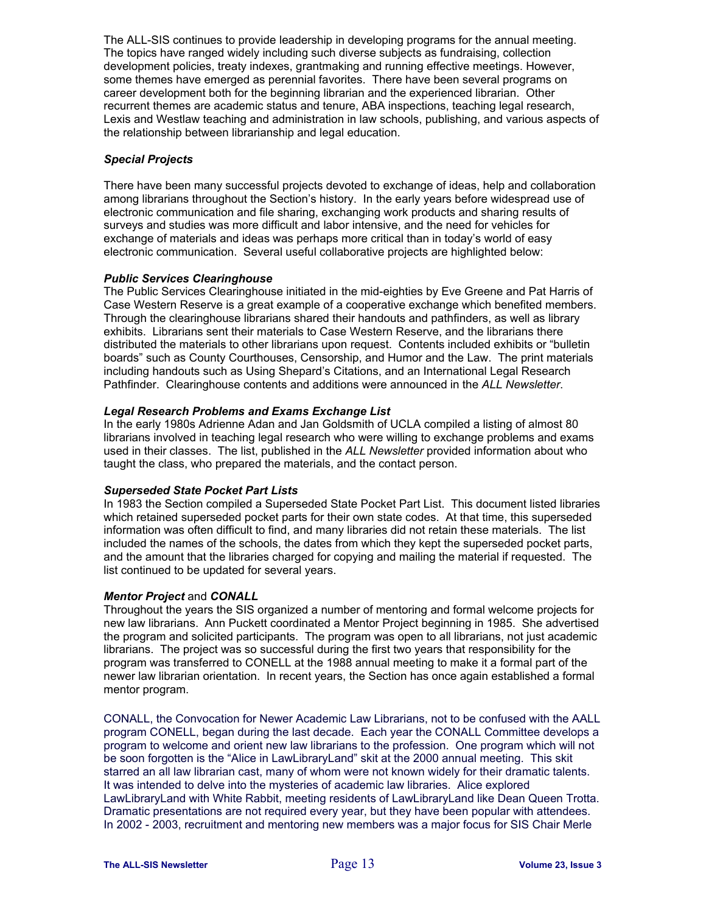The ALL-SIS continues to provide leadership in developing programs for the annual meeting. The topics have ranged widely including such diverse subjects as fundraising, collection development policies, treaty indexes, grantmaking and running effective meetings. However, some themes have emerged as perennial favorites. There have been several programs on career development both for the beginning librarian and the experienced librarian. Other recurrent themes are academic status and tenure, ABA inspections, teaching legal research, Lexis and Westlaw teaching and administration in law schools, publishing, and various aspects of the relationship between librarianship and legal education.

### *Special Projects*

There have been many successful projects devoted to exchange of ideas, help and collaboration among librarians throughout the Section's history. In the early years before widespread use of electronic communication and file sharing, exchanging work products and sharing results of surveys and studies was more difficult and labor intensive, and the need for vehicles for exchange of materials and ideas was perhaps more critical than in today's world of easy electronic communication. Several useful collaborative projects are highlighted below:

#### *Public Services Clearinghouse*

The Public Services Clearinghouse initiated in the mid-eighties by Eve Greene and Pat Harris of Case Western Reserve is a great example of a cooperative exchange which benefited members. Through the clearinghouse librarians shared their handouts and pathfinders, as well as library exhibits. Librarians sent their materials to Case Western Reserve, and the librarians there distributed the materials to other librarians upon request. Contents included exhibits or "bulletin boards" such as County Courthouses, Censorship, and Humor and the Law. The print materials including handouts such as Using Shepard's Citations, and an International Legal Research Pathfinder. Clearinghouse contents and additions were announced in the *ALL Newsletter*.

#### *Legal Research Problems and Exams Exchange List*

In the early 1980s Adrienne Adan and Jan Goldsmith of UCLA compiled a listing of almost 80 librarians involved in teaching legal research who were willing to exchange problems and exams used in their classes. The list, published in the *ALL Newsletter* provided information about who taught the class, who prepared the materials, and the contact person.

#### *Superseded State Pocket Part Lists*

In 1983 the Section compiled a Superseded State Pocket Part List. This document listed libraries which retained superseded pocket parts for their own state codes. At that time, this superseded information was often difficult to find, and many libraries did not retain these materials. The list included the names of the schools, the dates from which they kept the superseded pocket parts, and the amount that the libraries charged for copying and mailing the material if requested. The list continued to be updated for several years.

#### *Mentor Project* and *CONALL*

Throughout the years the SIS organized a number of mentoring and formal welcome projects for new law librarians. Ann Puckett coordinated a Mentor Project beginning in 1985. She advertised the program and solicited participants. The program was open to all librarians, not just academic librarians. The project was so successful during the first two years that responsibility for the program was transferred to CONELL at the 1988 annual meeting to make it a formal part of the newer law librarian orientation. In recent years, the Section has once again established a formal mentor program.

CONALL, the Convocation for Newer Academic Law Librarians, not to be confused with the AALL program CONELL, began during the last decade. Each year the CONALL Committee develops a program to welcome and orient new law librarians to the profession. One program which will not be soon forgotten is the "Alice in LawLibraryLand" skit at the 2000 annual meeting. This skit starred an all law librarian cast, many of whom were not known widely for their dramatic talents. It was intended to delve into the mysteries of academic law libraries. Alice explored LawLibraryLand with White Rabbit, meeting residents of LawLibraryLand like Dean Queen Trotta. Dramatic presentations are not required every year, but they have been popular with attendees. In 2002 - 2003, recruitment and mentoring new members was a major focus for SIS Chair Merle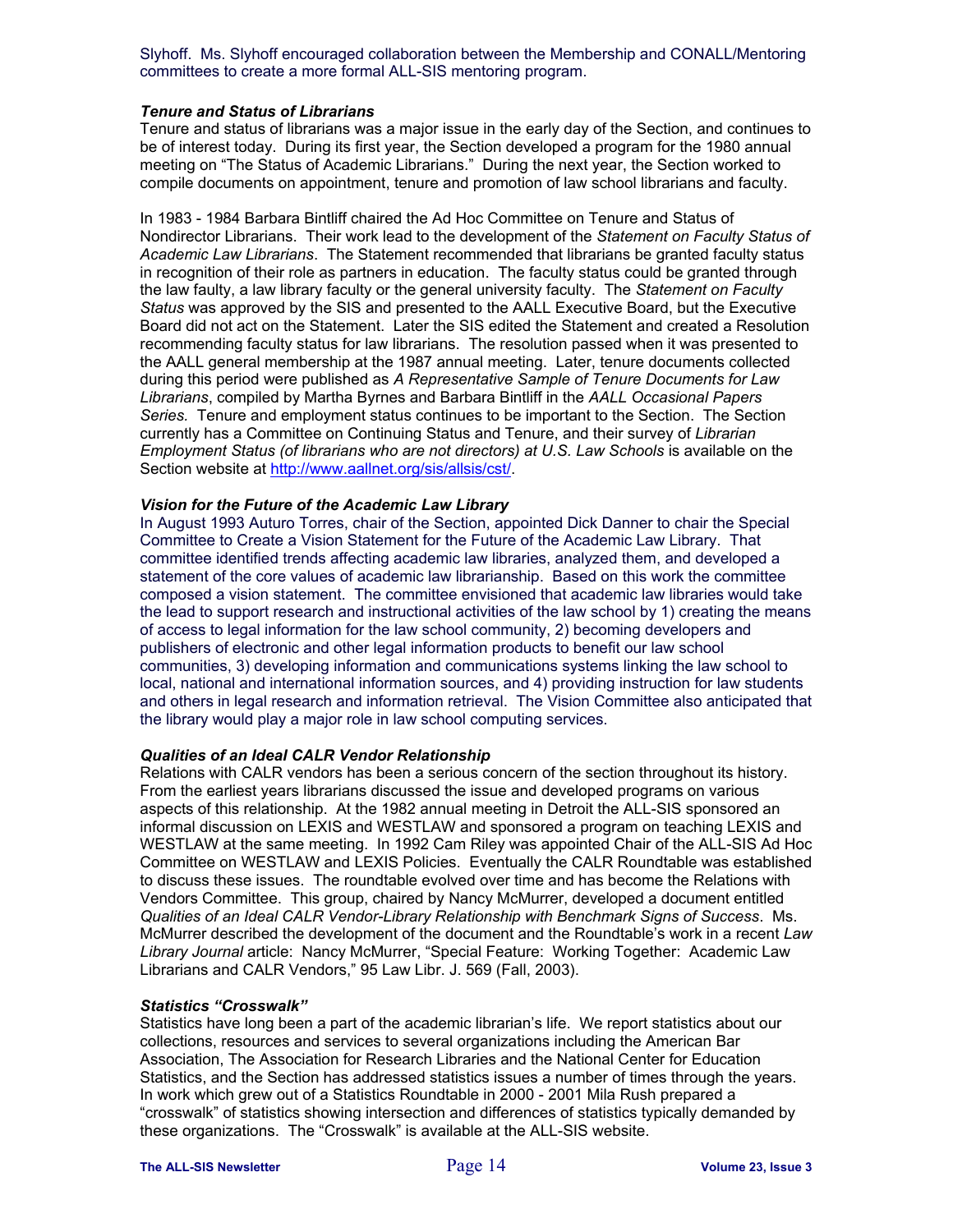Slyhoff. Ms. Slyhoff encouraged collaboration between the Membership and CONALL/Mentoring committees to create a more formal ALL-SIS mentoring program.

### *Tenure and Status of Librarians*

Tenure and status of librarians was a major issue in the early day of the Section, and continues to be of interest today. During its first year, the Section developed a program for the 1980 annual meeting on "The Status of Academic Librarians." During the next year, the Section worked to compile documents on appointment, tenure and promotion of law school librarians and faculty.

In 1983 - 1984 Barbara Bintliff chaired the Ad Hoc Committee on Tenure and Status of Nondirector Librarians. Their work lead to the development of the *Statement on Faculty Status of Academic Law Librarians*. The Statement recommended that librarians be granted faculty status in recognition of their role as partners in education. The faculty status could be granted through the law faulty, a law library faculty or the general university faculty. The *Statement on Faculty Status* was approved by the SIS and presented to the AALL Executive Board, but the Executive Board did not act on the Statement. Later the SIS edited the Statement and created a Resolution recommending faculty status for law librarians. The resolution passed when it was presented to the AALL general membership at the 1987 annual meeting. Later, tenure documents collected during this period were published as *A Representative Sample of Tenure Documents for Law Librarians*, compiled by Martha Byrnes and Barbara Bintliff in the *AALL Occasional Papers Series.* Tenure and employment status continues to be important to the Section. The Section currently has a Committee on Continuing Status and Tenure, and their survey of *Librarian Employment Status (of librarians who are not directors) at U.S. Law Schools* is available on the Section website at http://www.aallnet.org/sis/allsis/cst/.

### *Vision for the Future of the Academic Law Library*

In August 1993 Auturo Torres, chair of the Section, appointed Dick Danner to chair the Special Committee to Create a Vision Statement for the Future of the Academic Law Library. That committee identified trends affecting academic law libraries, analyzed them, and developed a statement of the core values of academic law librarianship. Based on this work the committee composed a vision statement. The committee envisioned that academic law libraries would take the lead to support research and instructional activities of the law school by 1) creating the means of access to legal information for the law school community, 2) becoming developers and publishers of electronic and other legal information products to benefit our law school communities, 3) developing information and communications systems linking the law school to local, national and international information sources, and 4) providing instruction for law students and others in legal research and information retrieval. The Vision Committee also anticipated that the library would play a major role in law school computing services.

### *Qualities of an Ideal CALR Vendor Relationship*

Relations with CALR vendors has been a serious concern of the section throughout its history. From the earliest years librarians discussed the issue and developed programs on various aspects of this relationship. At the 1982 annual meeting in Detroit the ALL-SIS sponsored an informal discussion on LEXIS and WESTLAW and sponsored a program on teaching LEXIS and WESTLAW at the same meeting. In 1992 Cam Riley was appointed Chair of the ALL-SIS Ad Hoc Committee on WESTLAW and LEXIS Policies. Eventually the CALR Roundtable was established to discuss these issues. The roundtable evolved over time and has become the Relations with Vendors Committee. This group, chaired by Nancy McMurrer, developed a document entitled *Qualities of an Ideal CALR Vendor-Library Relationship with Benchmark Signs of Success*. Ms. McMurrer described the development of the document and the Roundtable's work in a recent *Law Library Journal* article: Nancy McMurrer, "Special Feature: Working Together: Academic Law Librarians and CALR Vendors," 95 Law Libr. J. 569 (Fall, 2003).

### *Statistics "Crosswalk"*

Statistics have long been a part of the academic librarian's life. We report statistics about our collections, resources and services to several organizations including the American Bar Association, The Association for Research Libraries and the National Center for Education Statistics, and the Section has addressed statistics issues a number of times through the years. In work which grew out of a Statistics Roundtable in 2000 - 2001 Mila Rush prepared a "crosswalk" of statistics showing intersection and differences of statistics typically demanded by these organizations. The "Crosswalk" is available at the ALL-SIS website.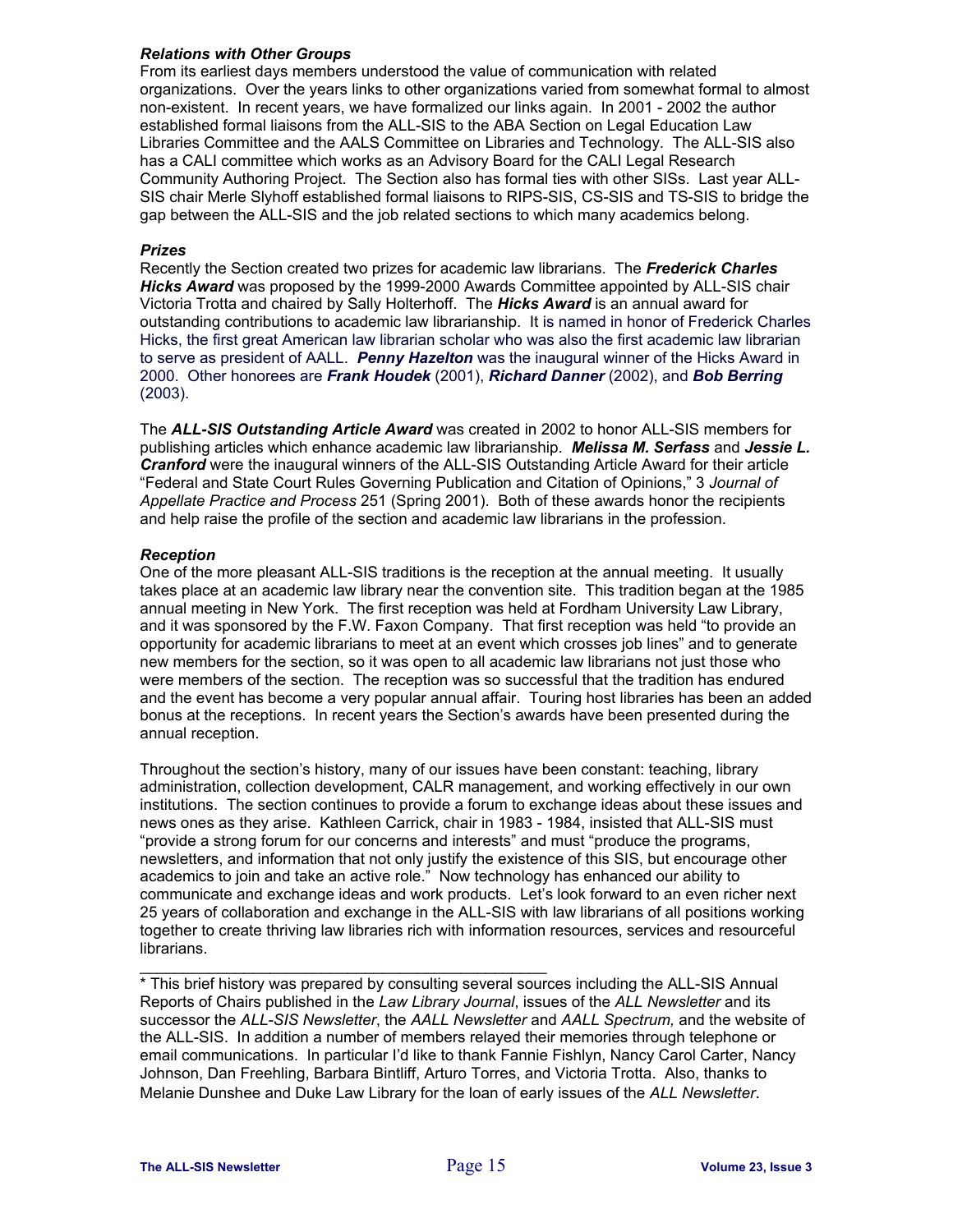### *Relations with Other Groups*

From its earliest days members understood the value of communication with related organizations. Over the years links to other organizations varied from somewhat formal to almost non-existent. In recent years, we have formalized our links again. In 2001 - 2002 the author established formal liaisons from the ALL-SIS to the ABA Section on Legal Education Law Libraries Committee and the AALS Committee on Libraries and Technology. The ALL-SIS also has a CALI committee which works as an Advisory Board for the CALI Legal Research Community Authoring Project. The Section also has formal ties with other SISs. Last year ALL-SIS chair Merle Slyhoff established formal liaisons to RIPS-SIS, CS-SIS and TS-SIS to bridge the gap between the ALL-SIS and the job related sections to which many academics belong.

### *Prizes*

Recently the Section created two prizes for academic law librarians. The ***Frederick Charles Hicks Award*** was proposed by the 1999-2000 Awards Committee appointed by ALL-SIS chair Victoria Trotta and chaired by Sally Holterhoff. The ***Hicks Award*** is an annual award for outstanding contributions to academic law librarianship. It is named in honor of Frederick Charles Hicks, the first great American law librarian scholar who was also the first academic law librarian to serve as president of AALL. ***Penny Hazelton*** was the inaugural winner of the Hicks Award in 2000. Other honorees are ***Frank Houdek*** (2001), ***Richard Danner*** (2002), and ***Bob Berring*** (2003).

The ***ALL-SIS Outstanding Article Award*** was created in 2002 to honor ALL-SIS members for publishing articles which enhance academic law librarianship. ***Melissa M. Serfass*** and ***Jessie L. Cranford*** were the inaugural winners of the ALL-SIS Outstanding Article Award for their article "Federal and State Court Rules Governing Publication and Citation of Opinions," 3 *Journal of Appellate Practice and Process* 251 (Spring 2001). Both of these awards honor the recipients and help raise the profile of the section and academic law librarians in the profession.

### *Reception*

One of the more pleasant ALL-SIS traditions is the reception at the annual meeting. It usually takes place at an academic law library near the convention site. This tradition began at the 1985 annual meeting in New York. The first reception was held at Fordham University Law Library, and it was sponsored by the F.W. Faxon Company. That first reception was held "to provide an opportunity for academic librarians to meet at an event which crosses job lines" and to generate new members for the section, so it was open to all academic law librarians not just those who were members of the section. The reception was so successful that the tradition has endured and the event has become a very popular annual affair. Touring host libraries has been an added bonus at the receptions. In recent years the Section's awards have been presented during the annual reception.

Throughout the section's history, many of our issues have been constant: teaching, library administration, collection development, CALR management, and working effectively in our own institutions. The section continues to provide a forum to exchange ideas about these issues and news ones as they arise. Kathleen Carrick, chair in 1983 - 1984, insisted that ALL-SIS must "provide a strong forum for our concerns and interests" and must "produce the programs, newsletters, and information that not only justify the existence of this SIS, but encourage other academics to join and take an active role." Now technology has enhanced our ability to communicate and exchange ideas and work products. Let's look forward to an even richer next 25 years of collaboration and exchange in the ALL-SIS with law librarians of all positions working together to create thriving law libraries rich with information resources, services and resourceful librarians.

---

\* This brief history was prepared by consulting several sources including the ALL-SIS Annual Reports of Chairs published in the *Law Library Journal*, issues of the *ALL Newsletter* and its successor the *ALL-SIS Newsletter*, the *AALL Newsletter* and *AALL Spectrum,* and the website of the ALL-SIS. In addition a number of members relayed their memories through telephone or email communications. In particular I'd like to thank Fannie Fishlyn, Nancy Carol Carter, Nancy Johnson, Dan Freehling, Barbara Bintliff, Arturo Torres, and Victoria Trotta. Also, thanks to Melanie Dunshee and Duke Law Library for the loan of early issues of the *ALL Newsletter*.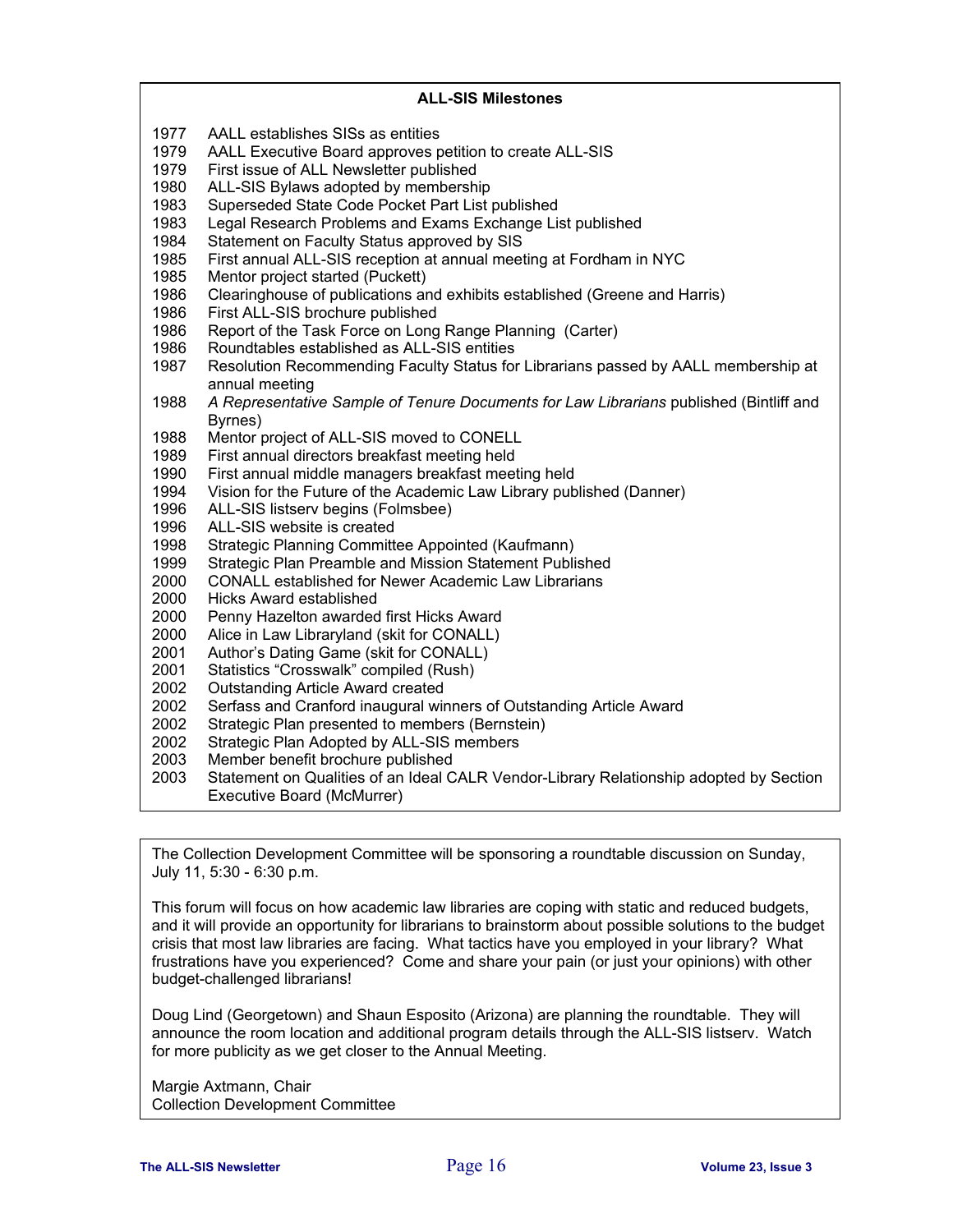## ALL-SIS Milestones

| | |
|---|---|
| 1977 | AALL establishes SISs as entities |
| 1979 | AALL Executive Board approves petition to create ALL-SIS |
| 1979 | First issue of ALL Newsletter published |
| 1980 | ALL-SIS Bylaws adopted by membership |
| 1983 | Superseded State Code Pocket Part List published |
| 1983 | Legal Research Problems and Exams Exchange List published |
| 1984 | Statement on Faculty Status approved by SIS |
| 1985 | First annual ALL-SIS reception at annual meeting at Fordham in NYC |
| 1985 | Mentor project started (Puckett) |
| 1986 | Clearinghouse of publications and exhibits established (Greene and Harris) |
| 1986 | First ALL-SIS brochure published |
| 1986 | Report of the Task Force on Long Range Planning (Carter) |
| 1986 | Roundtables established as ALL-SIS entities |
| 1987 | Resolution Recommending Faculty Status for Librarians passed by AALL membership at annual meeting |
| 1988 | *A Representative Sample of Tenure Documents for Law Librarians* published (Bintliff and Byrnes) |
| 1988 | Mentor project of ALL-SIS moved to CONELL |
| 1989 | First annual directors breakfast meeting held |
| 1990 | First annual middle managers breakfast meeting held |
| 1994 | Vision for the Future of the Academic Law Library published (Danner) |
| 1996 | ALL-SIS listserv begins (Folmsbee) |
| 1996 | ALL-SIS website is created |
| 1998 | Strategic Planning Committee Appointed (Kaufmann) |
| 1999 | Strategic Plan Preamble and Mission Statement Published |
| 2000 | CONALL established for Newer Academic Law Librarians |
| 2000 | Hicks Award established |
| 2000 | Penny Hazelton awarded first Hicks Award |
| 2000 | Alice in Law Libraryland (skit for CONALL) |
| 2001 | Author's Dating Game (skit for CONALL) |
| 2001 | Statistics "Crosswalk" compiled (Rush) |
| 2002 | Outstanding Article Award created |
| 2002 | Serfass and Cranford inaugural winners of Outstanding Article Award |
| 2002 | Strategic Plan presented to members (Bernstein) |
| 2002 | Strategic Plan Adopted by ALL-SIS members |
| 2003 | Member benefit brochure published |
| 2003 | Statement on Qualities of an Ideal CALR Vendor-Library Relationship adopted by Section Executive Board (McMurrer) |

---

The Collection Development Committee will be sponsoring a roundtable discussion on Sunday, July 11, 5:30 - 6:30 p.m.

This forum will focus on how academic law libraries are coping with static and reduced budgets, and it will provide an opportunity for librarians to brainstorm about possible solutions to the budget crisis that most law libraries are facing. What tactics have you employed in your library? What frustrations have you experienced? Come and share your pain (or just your opinions) with other budget-challenged librarians!

Doug Lind (Georgetown) and Shaun Esposito (Arizona) are planning the roundtable. They will announce the room location and additional program details through the ALL-SIS listserv. Watch for more publicity as we get closer to the Annual Meeting.

Margie Axtmann, Chair
Collection Development Committee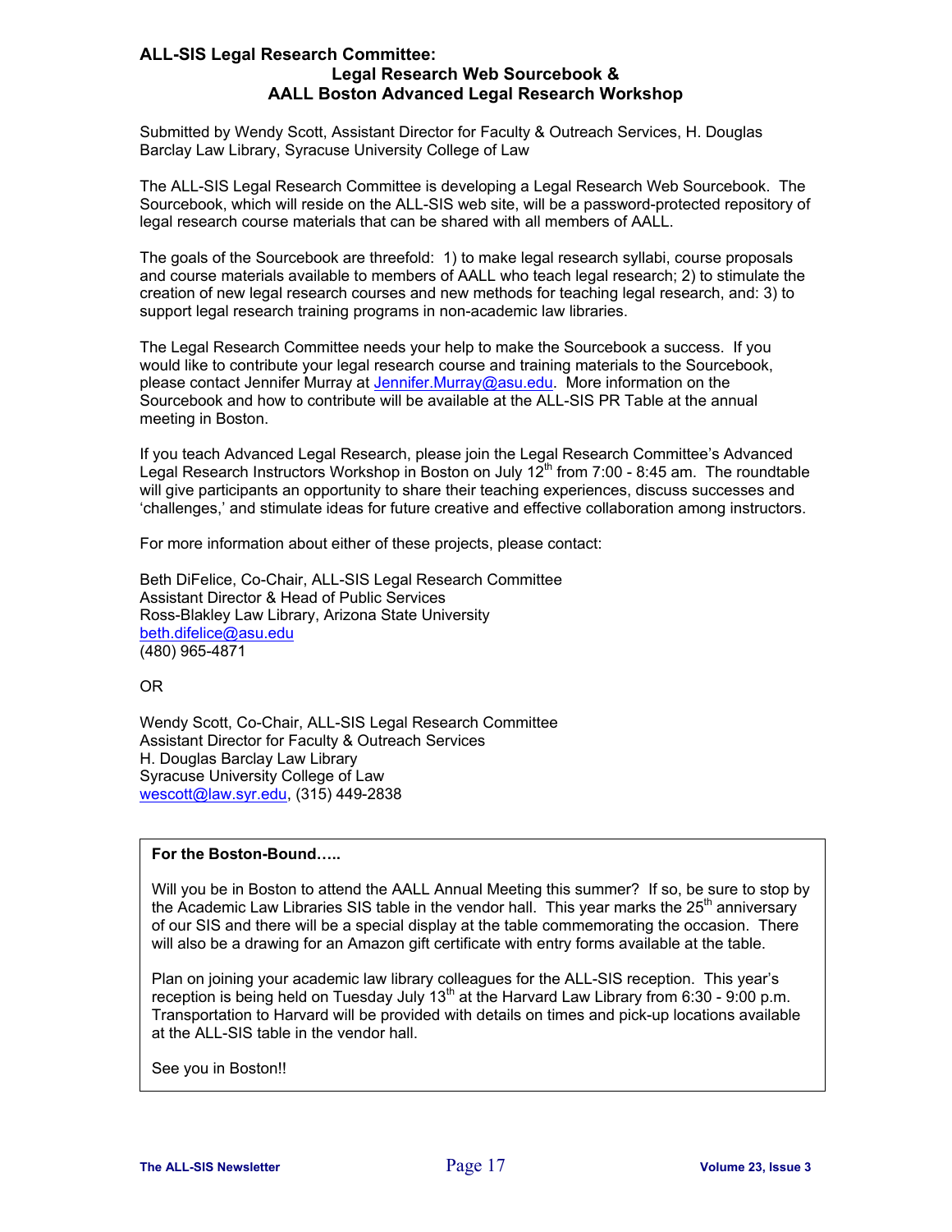## ALL-SIS Legal Research Committee:
### Legal Research Web Sourcebook &
### AALL Boston Advanced Legal Research Workshop

Submitted by Wendy Scott, Assistant Director for Faculty & Outreach Services, H. Douglas Barclay Law Library, Syracuse University College of Law

The ALL-SIS Legal Research Committee is developing a Legal Research Web Sourcebook. The Sourcebook, which will reside on the ALL-SIS web site, will be a password-protected repository of legal research course materials that can be shared with all members of AALL.

The goals of the Sourcebook are threefold: 1) to make legal research syllabi, course proposals and course materials available to members of AALL who teach legal research; 2) to stimulate the creation of new legal research courses and new methods for teaching legal research, and: 3) to support legal research training programs in non-academic law libraries.

The Legal Research Committee needs your help to make the Sourcebook a success. If you would like to contribute your legal research course and training materials to the Sourcebook, please contact Jennifer Murray at Jennifer.Murray@asu.edu. More information on the Sourcebook and how to contribute will be available at the ALL-SIS PR Table at the annual meeting in Boston.

If you teach Advanced Legal Research, please join the Legal Research Committee's Advanced Legal Research Instructors Workshop in Boston on July 12th from 7:00 - 8:45 am. The roundtable will give participants an opportunity to share their teaching experiences, discuss successes and 'challenges,' and stimulate ideas for future creative and effective collaboration among instructors.

For more information about either of these projects, please contact:

Beth DiFelice, Co-Chair, ALL-SIS Legal Research Committee
Assistant Director & Head of Public Services
Ross-Blakley Law Library, Arizona State University
beth.difelice@asu.edu
(480) 965-4871

OR

Wendy Scott, Co-Chair, ALL-SIS Legal Research Committee
Assistant Director for Faculty & Outreach Services
H. Douglas Barclay Law Library
Syracuse University College of Law
wescott@law.syr.edu, (315) 449-2838

**For the Boston-Bound…..**

Will you be in Boston to attend the AALL Annual Meeting this summer? If so, be sure to stop by the Academic Law Libraries SIS table in the vendor hall. This year marks the 25th anniversary of our SIS and there will be a special display at the table commemorating the occasion. There will also be a drawing for an Amazon gift certificate with entry forms available at the table.

Plan on joining your academic law library colleagues for the ALL-SIS reception. This year's reception is being held on Tuesday July 13th at the Harvard Law Library from 6:30 - 9:00 p.m. Transportation to Harvard will be provided with details on times and pick-up locations available at the ALL-SIS table in the vendor hall.

See you in Boston!!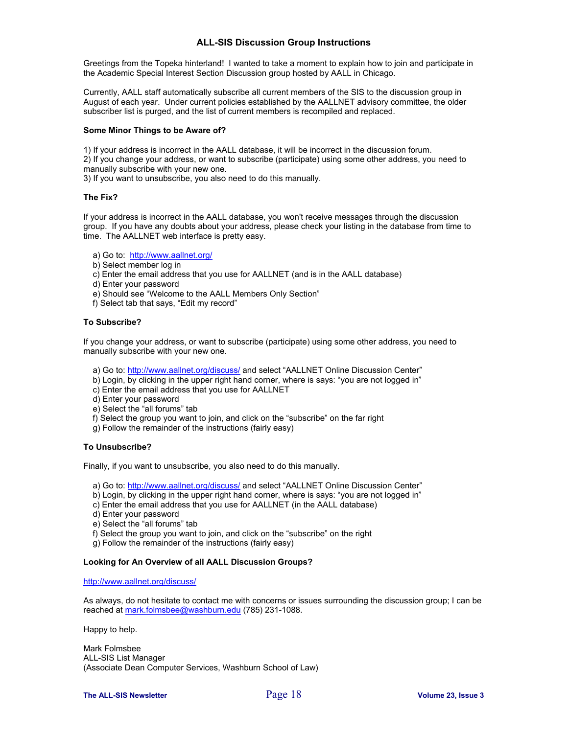## ALL-SIS Discussion Group Instructions

Greetings from the Topeka hinterland! I wanted to take a moment to explain how to join and participate in the Academic Special Interest Section Discussion group hosted by AALL in Chicago.

Currently, AALL staff automatically subscribe all current members of the SIS to the discussion group in August of each year. Under current policies established by the AALLNET advisory committee, the older subscriber list is purged, and the list of current members is recompiled and replaced.

**Some Minor Things to be Aware of?**

1) If your address is incorrect in the AALL database, it will be incorrect in the discussion forum.
2) If you change your address, or want to subscribe (participate) using some other address, you need to manually subscribe with your new one.
3) If you want to unsubscribe, you also need to do this manually.

**The Fix?**

If your address is incorrect in the AALL database, you won't receive messages through the discussion group. If you have any doubts about your address, please check your listing in the database from time to time. The AALLNET web interface is pretty easy.

a) Go to: http://www.aallnet.org/
b) Select member log in
c) Enter the email address that you use for AALLNET (and is in the AALL database)
d) Enter your password
e) Should see "Welcome to the AALL Members Only Section"
f) Select tab that says, "Edit my record"

**To Subscribe?**

If you change your address, or want to subscribe (participate) using some other address, you need to manually subscribe with your new one.

a) Go to: http://www.aallnet.org/discuss/ and select "AALLNET Online Discussion Center"
b) Login, by clicking in the upper right hand corner, where is says: "you are not logged in"
c) Enter the email address that you use for AALLNET
d) Enter your password
e) Select the "all forums" tab
f) Select the group you want to join, and click on the "subscribe" on the far right
g) Follow the remainder of the instructions (fairly easy)

**To Unsubscribe?**

Finally, if you want to unsubscribe, you also need to do this manually.

a) Go to: http://www.aallnet.org/discuss/ and select "AALLNET Online Discussion Center"
b) Login, by clicking in the upper right hand corner, where is says: "you are not logged in"
c) Enter the email address that you use for AALLNET (in the AALL database)
d) Enter your password
e) Select the "all forums" tab
f) Select the group you want to join, and click on the "subscribe" on the right
g) Follow the remainder of the instructions (fairly easy)

**Looking for An Overview of all AALL Discussion Groups?**

http://www.aallnet.org/discuss/

As always, do not hesitate to contact me with concerns or issues surrounding the discussion group; I can be reached at mark.folmsbee@washburn.edu (785) 231-1088.

Happy to help.

Mark Folmsbee
ALL-SIS List Manager
(Associate Dean Computer Services, Washburn School of Law)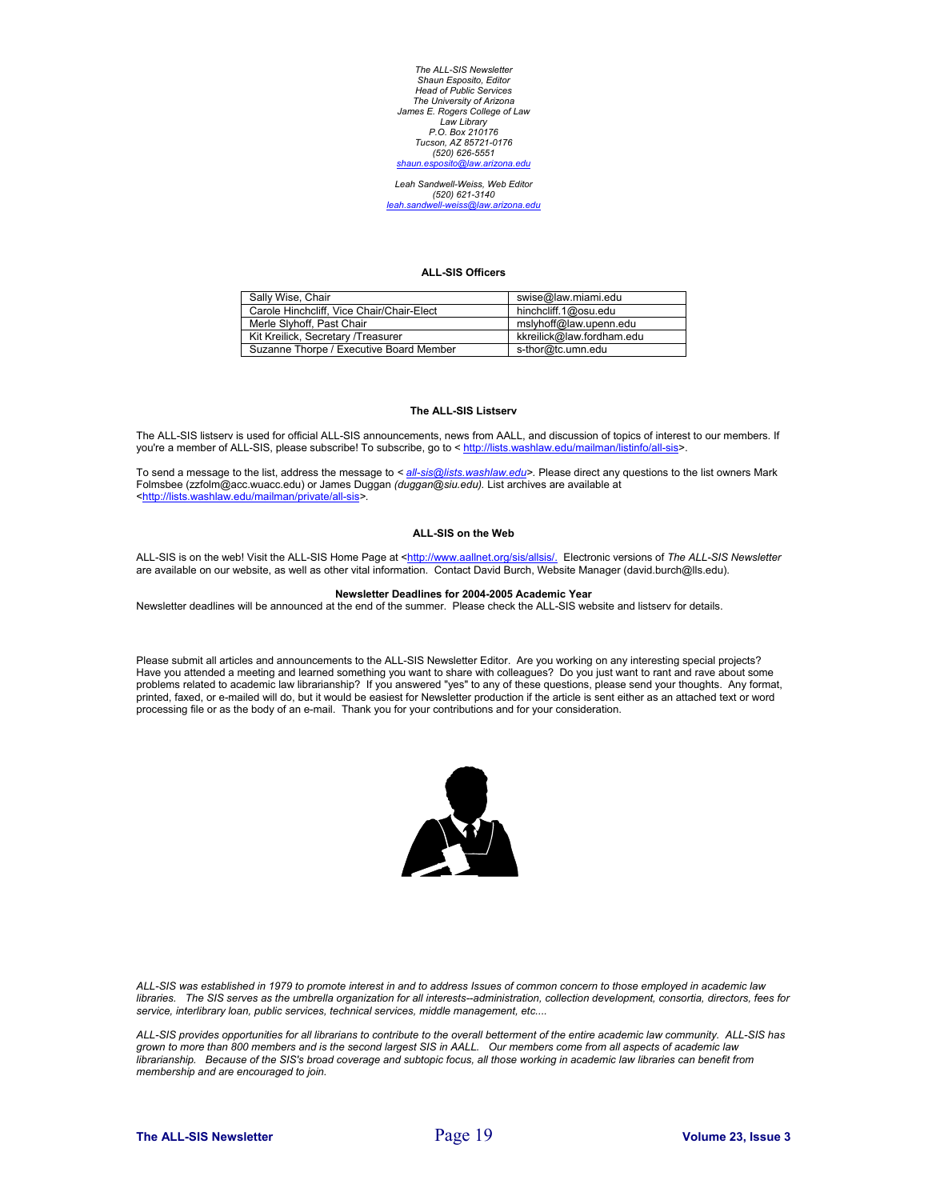*The ALL-SIS Newsletter*
*Shaun Esposito, Editor*
*Head of Public Services*
*The University of Arizona*
*James E. Rogers College of Law*
*Law Library*
*P.O. Box 210176*
*Tucson, AZ 85721-0176*
*(520) 626-5551*
*shaun.esposito@law.arizona.edu*

*Leah Sandwell-Weiss, Web Editor*
*(520) 621-3140*
*leah.sandwell-weiss@law.arizona.edu*

**ALL-SIS Officers**

| | |
|---|---|
| Sally Wise, Chair | swise@law.miami.edu |
| Carole Hinchcliff, Vice Chair/Chair-Elect | hinchcliff.1@osu.edu |
| Merle Slyhoff, Past Chair | mslyhoff@law.upenn.edu |
| Kit Kreilick, Secretary /Treasurer | kkreilick@law.fordham.edu |
| Suzanne Thorpe / Executive Board Member | s-thor@tc.umn.edu |

**The ALL-SIS Listserv**

The ALL-SIS listserv is used for official ALL-SIS announcements, news from AALL, and discussion of topics of interest to our members. If you're a member of ALL-SIS, please subscribe! To subscribe, go to < http://lists.washlaw.edu/mailman/listinfo/all-sis>.

To send a message to the list, address the message to < *all-sis@lists.washlaw.edu*>. Please direct any questions to the list owners Mark Folmsbee (zzfolm@acc.wuacc.edu) or James Duggan *(duggan@siu.edu).* List archives are available at <http://lists.washlaw.edu/mailman/private/all-sis>.

**ALL-SIS on the Web**

ALL-SIS is on the web! Visit the ALL-SIS Home Page at <http://www.aallnet.org/sis/allsis/. Electronic versions of *The ALL-SIS Newsletter* are available on our website, as well as other vital information. Contact David Burch, Website Manager (david.burch@lls.edu).

**Newsletter Deadlines for 2004-2005 Academic Year**

Newsletter deadlines will be announced at the end of the summer. Please check the ALL-SIS website and listserv for details.

Please submit all articles and announcements to the ALL-SIS Newsletter Editor. Are you working on any interesting special projects? Have you attended a meeting and learned something you want to share with colleagues? Do you just want to rant and rave about some problems related to academic law librarianship? If you answered "yes" to any of these questions, please send your thoughts. Any format, printed, faxed, or e-mailed will do, but it would be easiest for Newsletter production if the article is sent either as an attached text or word processing file or as the body of an e-mail. Thank you for your contributions and for your consideration.

*ALL-SIS was established in 1979 to promote interest in and to address Issues of common concern to those employed in academic law libraries. The SIS serves as the umbrella organization for all interests--administration, collection development, consortia, directors, fees for service, interlibrary loan, public services, technical services, middle management, etc....*

*ALL-SIS provides opportunities for all librarians to contribute to the overall betterment of the entire academic law community. ALL-SIS has grown to more than 800 members and is the second largest SIS in AALL. Our members come from all aspects of academic law librarianship. Because of the SIS's broad coverage and subtopic focus, all those working in academic law libraries can benefit from membership and are encouraged to join.*